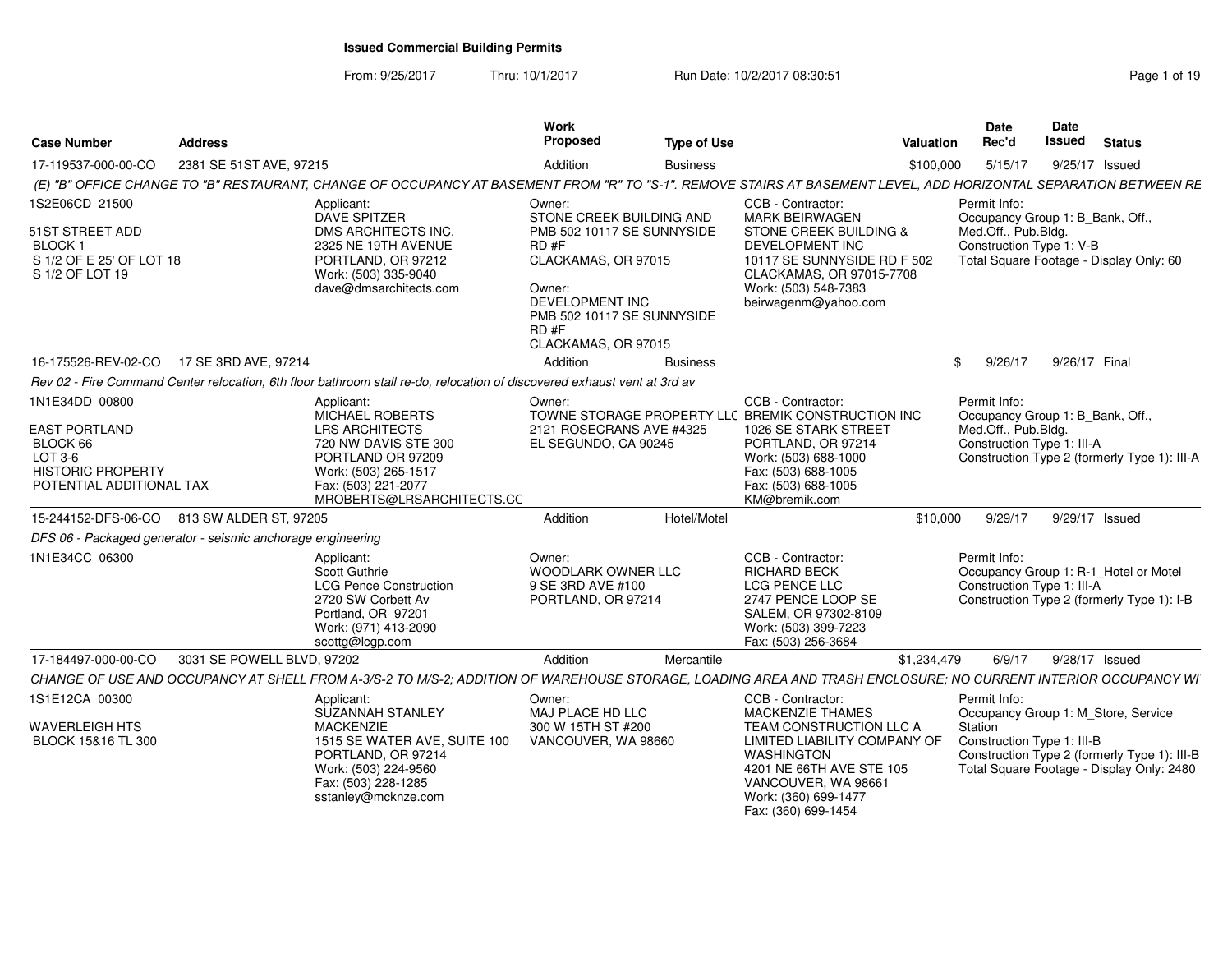# Issued Commercial Building Permits

From: 9/25/2017 Thru: 10/1/2017 Run Date: 10/2/2017 08:30:51

| Case Number | Address | Work Proposed | Type of Use | Valuation | Date Rec'd | Date Issued | Status |
|---|---|---|---|---|---|---|---|
| 17-119537-000-00-CO | 2381 SE 51ST AVE, 97215 | Addition | Business | $100,000 | 5/15/17 | 9/25/17 | Issued |

*(E) "B" OFFICE CHANGE TO "B" RESTAURANT, CHANGE OF OCCUPANCY AT BASEMENT FROM "R" TO "S-1". REMOVE STAIRS AT BASEMENT LEVEL, ADD HORIZONTAL SEPARATION BETWEEN RE*

1S2E06CD 21500

51ST STREET ADD
BLOCK 1
S 1/2 OF E 25' OF LOT 18
S 1/2 OF LOT 19

Applicant:
DAVE SPITZER
DMS ARCHITECTS INC.
2325 NE 19TH AVENUE
PORTLAND, OR 97212
Work: (503) 335-9040
dave@dmsarchitects.com

Owner:
STONE CREEK BUILDING AND
PMB 502 10117 SE SUNNYSIDE RD #F
CLACKAMAS, OR 97015

Owner:
DEVELOPMENT INC
PMB 502 10117 SE SUNNYSIDE RD #F
CLACKAMAS, OR 97015

CCB - Contractor:
MARK BEIRWAGEN
STONE CREEK BUILDING & DEVELOPMENT INC
10117 SE SUNNYSIDE RD F 502
CLACKAMAS, OR 97015-7708
Work: (503) 548-7383
beirwagenm@yahoo.com

Permit Info:
Occupancy Group 1: B_Bank, Off., Med.Off., Pub.Bldg.
Construction Type 1: V-B
Total Square Footage - Display Only: 60

---

| Case Number | Address | Work Proposed | Type of Use | Valuation | Date Rec'd | Date Issued | Status |
|---|---|---|---|---|---|---|---|
| 16-175526-REV-02-CO | 17 SE 3RD AVE, 97214 | Addition | Business | $ | 9/26/17 | 9/26/17 | Final |

*Rev 02 - Fire Command Center relocation, 6th floor bathroom stall re-do, relocation of discovered exhaust vent at 3rd av*

1N1E34DD 00800

EAST PORTLAND
BLOCK 66
LOT 3-6
HISTORIC PROPERTY
POTENTIAL ADDITIONAL TAX

Applicant:
MICHAEL ROBERTS
LRS ARCHITECTS
720 NW DAVIS STE 300
PORTLAND OR 97209
Work: (503) 265-1517
Fax: (503) 221-2077
MROBERTS@LRSARCHITECTS.CC

Owner:
TOWNE STORAGE PROPERTY LLC
2121 ROSECRANS AVE #4325
EL SEGUNDO, CA 90245

CCB - Contractor:
BREMIK CONSTRUCTION INC
1026 SE STARK STREET
PORTLAND, OR 97214
Work: (503) 688-1000
Fax: (503) 688-1005
Fax: (503) 688-1005
KM@bremik.com

Permit Info:
Occupancy Group 1: B_Bank, Off., Med.Off., Pub.Bldg.
Construction Type 1: III-A
Construction Type 2 (formerly Type 1): III-A

---

| Case Number | Address | Work Proposed | Type of Use | Valuation | Date Rec'd | Date Issued | Status |
|---|---|---|---|---|---|---|---|
| 15-244152-DFS-06-CO | 813 SW ALDER ST, 97205 | Addition | Hotel/Motel | $10,000 | 9/29/17 | 9/29/17 | Issued |

*DFS 06 - Packaged generator - seismic anchorage engineering*

1N1E34CC 06300

Applicant:
Scott Guthrie
LCG Pence Construction
2720 SW Corbett Av
Portland, OR 97201
Work: (971) 413-2090
scottg@lcgp.com

Owner:
WOODLARK OWNER LLC
9 SE 3RD AVE #100
PORTLAND, OR 97214

CCB - Contractor:
RICHARD BECK
LCG PENCE LLC
2747 PENCE LOOP SE
SALEM, OR 97302-8109
Work: (503) 399-7223
Fax: (503) 256-3684

Permit Info:
Occupancy Group 1: R-1_Hotel or Motel
Construction Type 1: III-A
Construction Type 2 (formerly Type 1): I-B

---

| Case Number | Address | Work Proposed | Type of Use | Valuation | Date Rec'd | Date Issued | Status |
|---|---|---|---|---|---|---|---|
| 17-184497-000-00-CO | 3031 SE POWELL BLVD, 97202 | Addition | Mercantile | $1,234,479 | 6/9/17 | 9/28/17 | Issued |

*CHANGE OF USE AND OCCUPANCY AT SHELL FROM A-3/S-2 TO M/S-2; ADDITION OF WAREHOUSE STORAGE, LOADING AREA AND TRASH ENCLOSURE; NO CURRENT INTERIOR OCCUPANCY WI*

1S1E12CA 00300

WAVERLEIGH HTS
BLOCK 15&16 TL 300

Applicant:
SUZANNAH STANLEY
MACKENZIE
1515 SE WATER AVE, SUITE 100
PORTLAND, OR 97214
Work: (503) 224-9560
Fax: (503) 228-1285
sstanley@mcknze.com

Owner:
MAJ PLACE HD LLC
300 W 15TH ST #200
VANCOUVER, WA 98660

CCB - Contractor:
MACKENZIE THAMES
TEAM CONSTRUCTION LLC A LIMITED LIABILITY COMPANY OF WASHINGTON
4201 NE 66TH AVE STE 105
VANCOUVER, WA 98661
Work: (360) 699-1477
Fax: (360) 699-1454

Permit Info:
Occupancy Group 1: M_Store, Service Station
Construction Type 1: III-B
Construction Type 2 (formerly Type 1): III-B
Total Square Footage - Display Only: 2480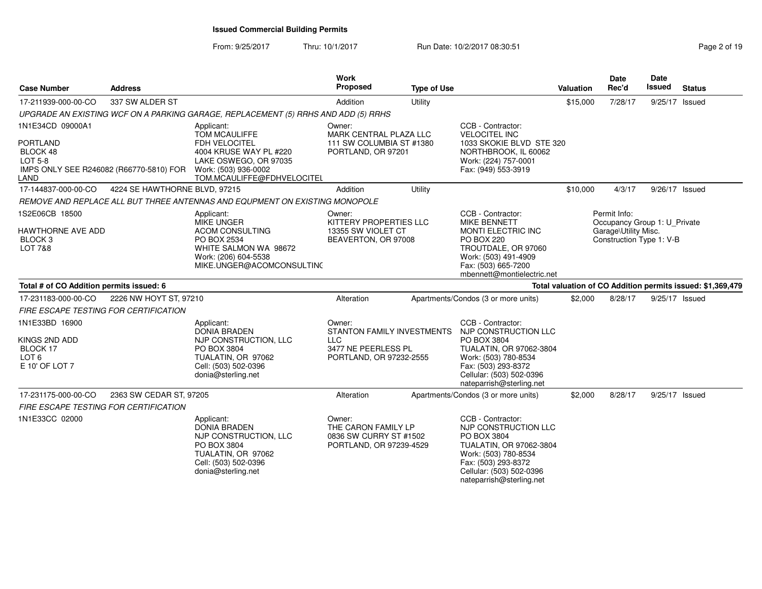# Issued Commercial Building Permits

From: 9/25/2017 Thru: 10/1/2017 Run Date: 10/2/2017 08:30:51

| Case Number | Address | Work Proposed | Type of Use | Valuation | Date Rec'd | Date Issued | Status |
|---|---|---|---|---|---|---|---|
| 17-211939-000-00-CO | 337 SW ALDER ST | Addition | Utility | $15,000 | 7/28/17 | 9/25/17 | Issued |

*UPGRADE AN EXISTING WCF ON A PARKING GARAGE, REPLACEMENT (5) RRHS AND ADD (5) RRHS*

1N1E34CD 09000A1

PORTLAND
BLOCK 48
LOT 5-8
IMPS ONLY SEE R246082 (R66770-5810) FOR LAND

Applicant:
TOM MCAULIFFE
FDH VELOCITEL
4004 KRUSE WAY PL #220
LAKE OSWEGO, OR 97035
Work: (503) 936-0002
TOM.MCAULIFFE@FDHVELOCITEL

Owner:
MARK CENTRAL PLAZA LLC
111 SW COLUMBIA ST #1380
PORTLAND, OR 97201

CCB - Contractor:
VELOCITEL INC
1033 SKOKIE BLVD STE 320
NORTHBROOK, IL 60062
Work: (224) 757-0001
Fax: (949) 553-3919

| Case Number | Address | Work Proposed | Type of Use | Valuation | Date Rec'd | Date Issued | Status |
|---|---|---|---|---|---|---|---|
| 17-144837-000-00-CO | 4224 SE HAWTHORNE BLVD, 97215 | Addition | Utility | $10,000 | 4/3/17 | 9/26/17 | Issued |

*REMOVE AND REPLACE ALL BUT THREE ANTENNAS AND EQUPMENT ON EXISTING MONOPOLE*

1S2E06CB 18500

HAWTHORNE AVE ADD
BLOCK 3
LOT 7&8

Applicant:
MIKE UNGER
ACOM CONSULTING
PO BOX 2534
WHITE SALMON WA 98672
Work: (206) 604-5538
MIKE.UNGER@ACOMCONSULTINC

Owner:
KITTERY PROPERTIES LLC
13355 SW VIOLET CT
BEAVERTON, OR 97008

CCB - Contractor:
MIKE BENNETT
MONTI ELECTRIC INC
PO BOX 220
TROUTDALE, OR 97060
Work: (503) 491-4909
Fax: (503) 665-7200
mbennett@montielectric.net

Permit Info:
Occupancy Group 1: U_Private Garage\Utility Misc.
Construction Type 1: V-B

**Total # of CO Addition permits issued: 6** — **Total valuation of CO Addition permits issued: $1,369,479**

| Case Number | Address | Work Proposed | Type of Use | Valuation | Date Rec'd | Date Issued | Status |
|---|---|---|---|---|---|---|---|
| 17-231183-000-00-CO | 2226 NW HOYT ST, 97210 | Alteration | Apartments/Condos (3 or more units) | $2,000 | 8/28/17 | 9/25/17 | Issued |

*FIRE ESCAPE TESTING FOR CERTIFICATION*

1N1E33BD 16900

KINGS 2ND ADD
BLOCK 17
LOT 6
E 10' OF LOT 7

Applicant:
DONIA BRADEN
NJP CONSTRUCTION, LLC
PO BOX 3804
TUALATIN, OR 97062
Cell: (503) 502-0396
donia@sterling.net

Owner:
STANTON FAMILY INVESTMENTS LLC
3477 NE PEERLESS PL
PORTLAND, OR 97232-2555

CCB - Contractor:
NJP CONSTRUCTION LLC
PO BOX 3804
TUALATIN, OR 97062-3804
Work: (503) 780-8534
Fax: (503) 293-8372
Cellular: (503) 502-0396
nateparrish@sterling.net

| Case Number | Address | Work Proposed | Type of Use | Valuation | Date Rec'd | Date Issued | Status |
|---|---|---|---|---|---|---|---|
| 17-231175-000-00-CO | 2363 SW CEDAR ST, 97205 | Alteration | Apartments/Condos (3 or more units) | $2,000 | 8/28/17 | 9/25/17 | Issued |

*FIRE ESCAPE TESTING FOR CERTIFICATION*

1N1E33CC 02000

Applicant:
DONIA BRADEN
NJP CONSTRUCTION, LLC
PO BOX 3804
TUALATIN, OR 97062
Cell: (503) 502-0396
donia@sterling.net

Owner:
THE CARON FAMILY LP
0836 SW CURRY ST #1502
PORTLAND, OR 97239-4529

CCB - Contractor:
NJP CONSTRUCTION LLC
PO BOX 3804
TUALATIN, OR 97062-3804
Work: (503) 780-8534
Fax: (503) 293-8372
Cellular: (503) 502-0396
nateparrish@sterling.net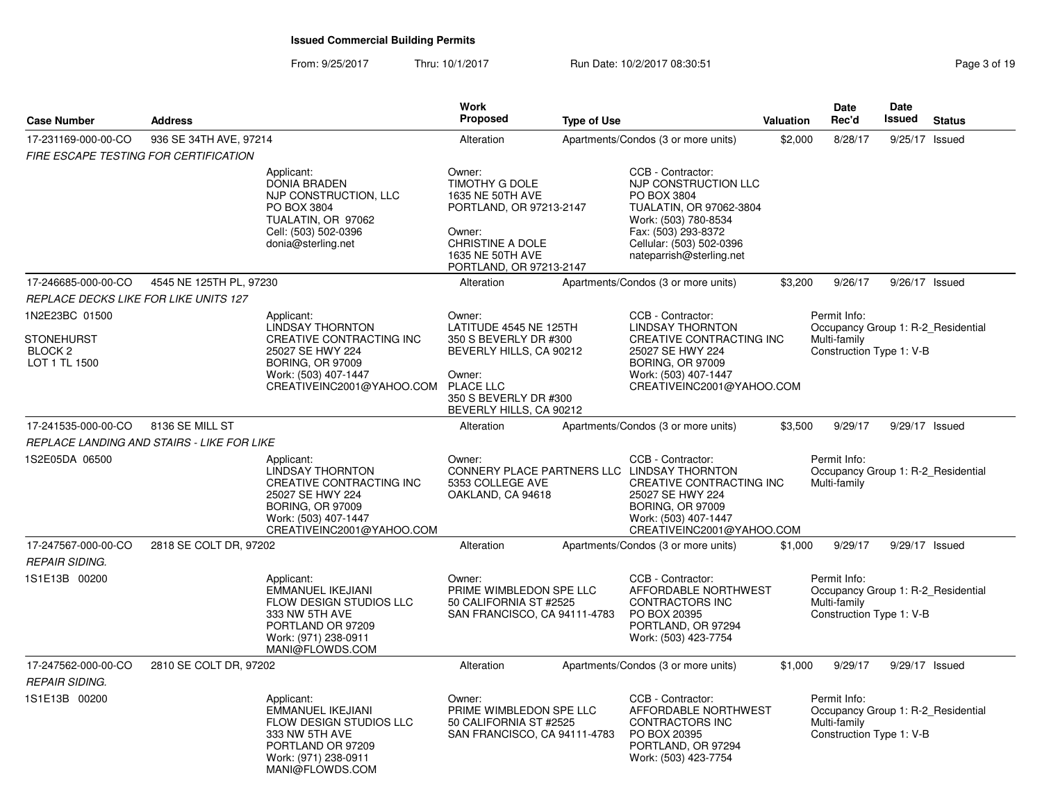**Issued Commercial Building Permits**

From: 9/25/2017 Thru: 10/1/2017 Run Date: 10/2/2017 08:30:51

| Case Number | Address | Work Proposed | Type of Use | Valuation | Date Rec'd | Date Issued | Status |
|---|---|---|---|---|---|---|---|
| 17-231169-000-00-CO | 936 SE 34TH AVE, 97214 | Alteration | Apartments/Condos (3 or more units) | $2,000 | 8/28/17 | 9/25/17 | Issued |
| 17-246685-000-00-CO | 4545 NE 125TH PL, 97230 | Alteration | Apartments/Condos (3 or more units) | $3,200 | 9/26/17 | 9/26/17 | Issued |
| 17-241535-000-00-CO | 8136 SE MILL ST | Alteration | Apartments/Condos (3 or more units) | $3,500 | 9/29/17 | 9/29/17 | Issued |
| 17-247567-000-00-CO | 2818 SE COLT DR, 97202 | Alteration | Apartments/Condos (3 or more units) | $1,000 | 9/29/17 | 9/29/17 | Issued |
| 17-247562-000-00-CO | 2810 SE COLT DR, 97202 | Alteration | Apartments/Condos (3 or more units) | $1,000 | 9/29/17 | 9/29/17 | Issued |

---

**17-231169-000-00-CO** — 936 SE 34TH AVE, 97214

*FIRE ESCAPE TESTING FOR CERTIFICATION*

Applicant:
DONIA BRADEN
NJP CONSTRUCTION, LLC
PO BOX 3804
TUALATIN, OR 97062
Cell: (503) 502-0396
donia@sterling.net

Owner:
TIMOTHY G DOLE
1635 NE 50TH AVE
PORTLAND, OR 97213-2147

Owner:
CHRISTINE A DOLE
1635 NE 50TH AVE
PORTLAND, OR 97213-2147

CCB - Contractor:
NJP CONSTRUCTION LLC
PO BOX 3804
TUALATIN, OR 97062-3804
Work: (503) 780-8534
Fax: (503) 293-8372
Cellular: (503) 502-0396
nateparrish@sterling.net

---

**17-246685-000-00-CO** — 4545 NE 125TH PL, 97230

*REPLACE DECKS LIKE FOR LIKE UNITS 127*

1N2E23BC 01500

STONEHURST
BLOCK 2
LOT 1 TL 1500

Applicant:
LINDSAY THORNTON
CREATIVE CONTRACTING INC
25027 SE HWY 224
BORING, OR 97009
Work: (503) 407-1447
CREATIVEINC2001@YAHOO.COM

Owner:
LATITUDE 4545 NE 125TH
350 S BEVERLY DR #300
BEVERLY HILLS, CA 90212

Owner:
PLACE LLC
350 S BEVERLY DR #300
BEVERLY HILLS, CA 90212

CCB - Contractor:
LINDSAY THORNTON
CREATIVE CONTRACTING INC
25027 SE HWY 224
BORING, OR 97009
Work: (503) 407-1447
CREATIVEINC2001@YAHOO.COM

Permit Info:
Occupancy Group 1: R-2_Residential Multi-family
Construction Type 1: V-B

---

**17-241535-000-00-CO** — 8136 SE MILL ST

*REPLACE LANDING AND STAIRS - LIKE FOR LIKE*

1S2E05DA 06500

Applicant:
LINDSAY THORNTON
CREATIVE CONTRACTING INC
25027 SE HWY 224
BORING, OR 97009
Work: (503) 407-1447
CREATIVEINC2001@YAHOO.COM

Owner:
CONNERY PLACE PARTNERS LLC
5353 COLLEGE AVE
OAKLAND, CA 94618

CCB - Contractor:
LINDSAY THORNTON
CREATIVE CONTRACTING INC
25027 SE HWY 224
BORING, OR 97009
Work: (503) 407-1447
CREATIVEINC2001@YAHOO.COM

Permit Info:
Occupancy Group 1: R-2_Residential Multi-family

---

**17-247567-000-00-CO** — 2818 SE COLT DR, 97202

*REPAIR SIDING.*

1S1E13B 00200

Applicant:
EMMANUEL IKEJIANI
FLOW DESIGN STUDIOS LLC
333 NW 5TH AVE
PORTLAND OR 97209
Work: (971) 238-0911
MANI@FLOWDS.COM

Owner:
PRIME WIMBLEDON SPE LLC
50 CALIFORNIA ST #2525
SAN FRANCISCO, CA 94111-4783

CCB - Contractor:
AFFORDABLE NORTHWEST CONTRACTORS INC
PO BOX 20395
PORTLAND, OR 97294
Work: (503) 423-7754

Permit Info:
Occupancy Group 1: R-2_Residential Multi-family
Construction Type 1: V-B

---

**17-247562-000-00-CO** — 2810 SE COLT DR, 97202

*REPAIR SIDING.*

1S1E13B 00200

Applicant:
EMMANUEL IKEJIANI
FLOW DESIGN STUDIOS LLC
333 NW 5TH AVE
PORTLAND OR 97209
Work: (971) 238-0911
MANI@FLOWDS.COM

Owner:
PRIME WIMBLEDON SPE LLC
50 CALIFORNIA ST #2525
SAN FRANCISCO, CA 94111-4783

CCB - Contractor:
AFFORDABLE NORTHWEST CONTRACTORS INC
PO BOX 20395
PORTLAND, OR 97294
Work: (503) 423-7754

Permit Info:
Occupancy Group 1: R-2_Residential Multi-family
Construction Type 1: V-B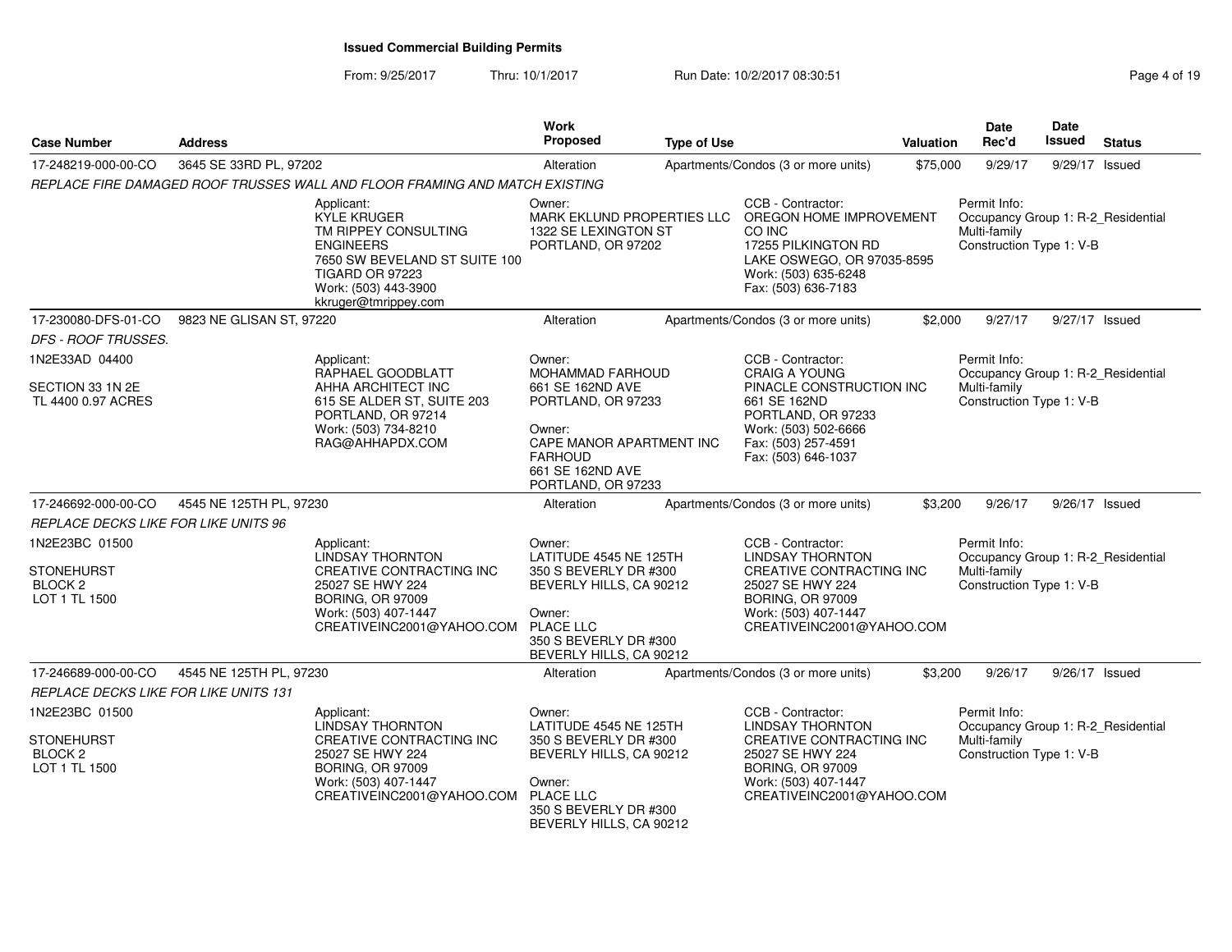**Issued Commercial Building Permits**

From: 9/25/2017 Thru: 10/1/2017 Run Date: 10/2/2017 08:30:51

| Case Number | Address | Work Proposed | Type of Use | Valuation | Date Rec'd | Date Issued | Status |
|---|---|---|---|---|---|---|---|
| 17-248219-000-00-CO | 3645 SE 33RD PL, 97202 | Alteration | Apartments/Condos (3 or more units) | $75,000 | 9/29/17 | 9/29/17 | Issued |

*REPLACE FIRE DAMAGED ROOF TRUSSES WALL AND FLOOR FRAMING AND MATCH EXISTING*

Applicant:
KYLE KRUGER
TM RIPPEY CONSULTING ENGINEERS
7650 SW BEVELAND ST SUITE 100
TIGARD OR 97223
Work: (503) 443-3900
kkruger@tmrippey.com

Owner:
MARK EKLUND PROPERTIES LLC
1322 SE LEXINGTON ST
PORTLAND, OR 97202

CCB - Contractor:
OREGON HOME IMPROVEMENT CO INC
17255 PILKINGTON RD
LAKE OSWEGO, OR 97035-8595
Work: (503) 635-6248
Fax: (503) 636-7183

Permit Info:
Occupancy Group 1: R-2_Residential Multi-family
Construction Type 1: V-B

---

| Case Number | Address | Work Proposed | Type of Use | Valuation | Date Rec'd | Date Issued | Status |
|---|---|---|---|---|---|---|---|
| 17-230080-DFS-01-CO | 9823 NE GLISAN ST, 97220 | Alteration | Apartments/Condos (3 or more units) | $2,000 | 9/27/17 | 9/27/17 | Issued |

*DFS - ROOF TRUSSES.*

1N2E33AD 04400

SECTION 33 1N 2E
TL 4400 0.97 ACRES

Applicant:
RAPHAEL GOODBLATT
AHHA ARCHITECT INC
615 SE ALDER ST, SUITE 203
PORTLAND, OR 97214
Work: (503) 734-8210
RAG@AHHAPDX.COM

Owner:
MOHAMMAD FARHOUD
661 SE 162ND AVE
PORTLAND, OR 97233

Owner:
CAPE MANOR APARTMENT INC
FARHOUD
661 SE 162ND AVE
PORTLAND, OR 97233

CCB - Contractor:
CRAIG A YOUNG
PINACLE CONSTRUCTION INC
661 SE 162ND
PORTLAND, OR 97233
Work: (503) 502-6666
Fax: (503) 257-4591
Fax: (503) 646-1037

Permit Info:
Occupancy Group 1: R-2_Residential Multi-family
Construction Type 1: V-B

---

| Case Number | Address | Work Proposed | Type of Use | Valuation | Date Rec'd | Date Issued | Status |
|---|---|---|---|---|---|---|---|
| 17-246692-000-00-CO | 4545 NE 125TH PL, 97230 | Alteration | Apartments/Condos (3 or more units) | $3,200 | 9/26/17 | 9/26/17 | Issued |

*REPLACE DECKS LIKE FOR LIKE UNITS 96*

1N2E23BC 01500

STONEHURST
BLOCK 2
LOT 1 TL 1500

Applicant:
LINDSAY THORNTON
CREATIVE CONTRACTING INC
25027 SE HWY 224
BORING, OR 97009
Work: (503) 407-1447
CREATIVEINC2001@YAHOO.COM

Owner:
LATITUDE 4545 NE 125TH
350 S BEVERLY DR #300
BEVERLY HILLS, CA 90212

Owner:
PLACE LLC
350 S BEVERLY DR #300
BEVERLY HILLS, CA 90212

CCB - Contractor:
LINDSAY THORNTON
CREATIVE CONTRACTING INC
25027 SE HWY 224
BORING, OR 97009
Work: (503) 407-1447
CREATIVEINC2001@YAHOO.COM

Permit Info:
Occupancy Group 1: R-2_Residential Multi-family
Construction Type 1: V-B

---

| Case Number | Address | Work Proposed | Type of Use | Valuation | Date Rec'd | Date Issued | Status |
|---|---|---|---|---|---|---|---|
| 17-246689-000-00-CO | 4545 NE 125TH PL, 97230 | Alteration | Apartments/Condos (3 or more units) | $3,200 | 9/26/17 | 9/26/17 | Issued |

*REPLACE DECKS LIKE FOR LIKE UNITS 131*

1N2E23BC 01500

STONEHURST
BLOCK 2
LOT 1 TL 1500

Applicant:
LINDSAY THORNTON
CREATIVE CONTRACTING INC
25027 SE HWY 224
BORING, OR 97009
Work: (503) 407-1447
CREATIVEINC2001@YAHOO.COM

Owner:
LATITUDE 4545 NE 125TH
350 S BEVERLY DR #300
BEVERLY HILLS, CA 90212

Owner:
PLACE LLC
350 S BEVERLY DR #300
BEVERLY HILLS, CA 90212

CCB - Contractor:
LINDSAY THORNTON
CREATIVE CONTRACTING INC
25027 SE HWY 224
BORING, OR 97009
Work: (503) 407-1447
CREATIVEINC2001@YAHOO.COM

Permit Info:
Occupancy Group 1: R-2_Residential Multi-family
Construction Type 1: V-B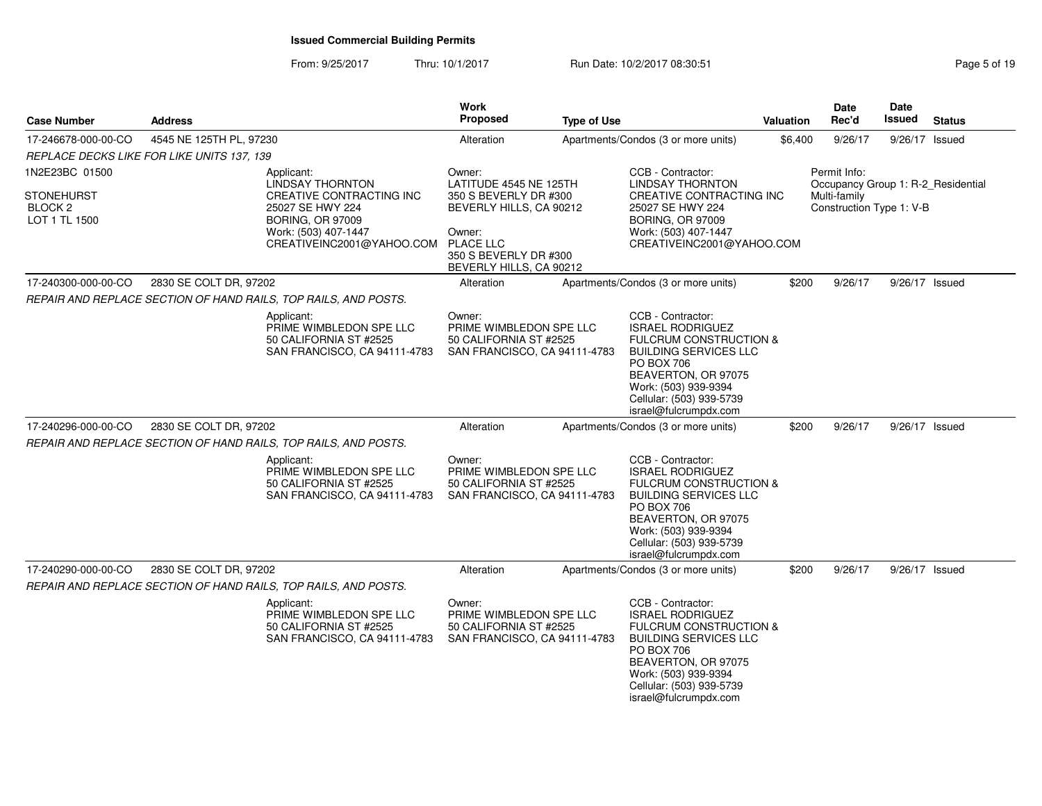**Issued Commercial Building Permits**

From: 9/25/2017 Thru: 10/1/2017 Run Date: 10/2/2017 08:30:51

| Case Number | Address | Work Proposed | Type of Use | Valuation | Date Rec'd | Date Issued | Status |
|---|---|---|---|---|---|---|---|
| 17-246678-000-00-CO | 4545 NE 125TH PL, 97230 | Alteration | Apartments/Condos (3 or more units) | $6,400 | 9/26/17 | 9/26/17 | Issued |

*REPLACE DECKS LIKE FOR LIKE UNITS 137, 139*

1N2E23BC 01500

STONEHURST
BLOCK 2
LOT 1 TL 1500

Applicant:
LINDSAY THORNTON
CREATIVE CONTRACTING INC
25027 SE HWY 224
BORING, OR 97009
Work: (503) 407-1447
CREATIVEINC2001@YAHOO.COM

Owner:
LATITUDE 4545 NE 125TH
350 S BEVERLY DR #300
BEVERLY HILLS, CA 90212

Owner:
PLACE LLC
350 S BEVERLY DR #300
BEVERLY HILLS, CA 90212

CCB - Contractor:
LINDSAY THORNTON
CREATIVE CONTRACTING INC
25027 SE HWY 224
BORING, OR 97009
Work: (503) 407-1447
CREATIVEINC2001@YAHOO.COM

Permit Info:
Occupancy Group 1: R-2_Residential Multi-family
Construction Type 1: V-B

| Case Number | Address | Work Proposed | Type of Use | Valuation | Date Rec'd | Date Issued | Status |
|---|---|---|---|---|---|---|---|
| 17-240300-000-00-CO | 2830 SE COLT DR, 97202 | Alteration | Apartments/Condos (3 or more units) | $200 | 9/26/17 | 9/26/17 | Issued |

*REPAIR AND REPLACE SECTION OF HAND RAILS, TOP RAILS, AND POSTS.*

Applicant:
PRIME WIMBLEDON SPE LLC
50 CALIFORNIA ST #2525
SAN FRANCISCO, CA 94111-4783

Owner:
PRIME WIMBLEDON SPE LLC
50 CALIFORNIA ST #2525
SAN FRANCISCO, CA 94111-4783

CCB - Contractor:
ISRAEL RODRIGUEZ
FULCRUM CONSTRUCTION & BUILDING SERVICES LLC
PO BOX 706
BEAVERTON, OR 97075
Work: (503) 939-9394
Cellular: (503) 939-5739
israel@fulcrumpdx.com

| Case Number | Address | Work Proposed | Type of Use | Valuation | Date Rec'd | Date Issued | Status |
|---|---|---|---|---|---|---|---|
| 17-240296-000-00-CO | 2830 SE COLT DR, 97202 | Alteration | Apartments/Condos (3 or more units) | $200 | 9/26/17 | 9/26/17 | Issued |

*REPAIR AND REPLACE SECTION OF HAND RAILS, TOP RAILS, AND POSTS.*

Applicant:
PRIME WIMBLEDON SPE LLC
50 CALIFORNIA ST #2525
SAN FRANCISCO, CA 94111-4783

Owner:
PRIME WIMBLEDON SPE LLC
50 CALIFORNIA ST #2525
SAN FRANCISCO, CA 94111-4783

CCB - Contractor:
ISRAEL RODRIGUEZ
FULCRUM CONSTRUCTION & BUILDING SERVICES LLC
PO BOX 706
BEAVERTON, OR 97075
Work: (503) 939-9394
Cellular: (503) 939-5739
israel@fulcrumpdx.com

| Case Number | Address | Work Proposed | Type of Use | Valuation | Date Rec'd | Date Issued | Status |
|---|---|---|---|---|---|---|---|
| 17-240290-000-00-CO | 2830 SE COLT DR, 97202 | Alteration | Apartments/Condos (3 or more units) | $200 | 9/26/17 | 9/26/17 | Issued |

*REPAIR AND REPLACE SECTION OF HAND RAILS, TOP RAILS, AND POSTS.*

Applicant:
PRIME WIMBLEDON SPE LLC
50 CALIFORNIA ST #2525
SAN FRANCISCO, CA 94111-4783

Owner:
PRIME WIMBLEDON SPE LLC
50 CALIFORNIA ST #2525
SAN FRANCISCO, CA 94111-4783

CCB - Contractor:
ISRAEL RODRIGUEZ
FULCRUM CONSTRUCTION & BUILDING SERVICES LLC
PO BOX 706
BEAVERTON, OR 97075
Work: (503) 939-9394
Cellular: (503) 939-5739
israel@fulcrumpdx.com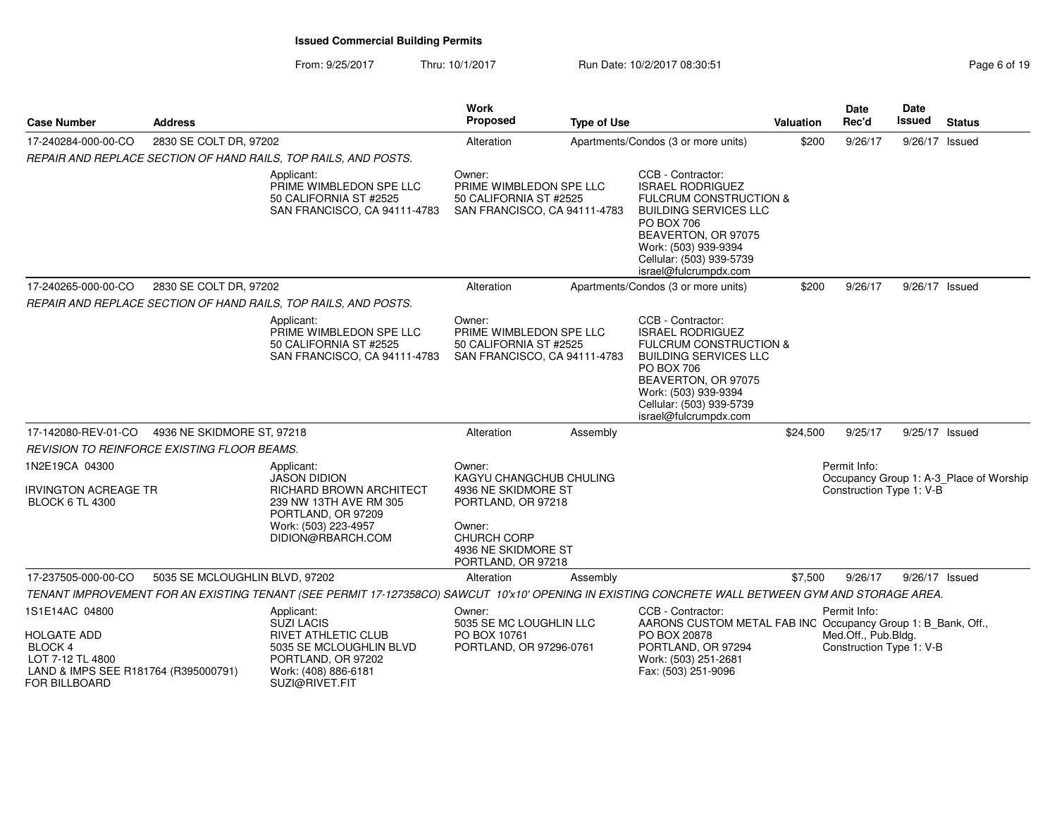## Issued Commercial Building Permits

From: 9/25/2017 Thru: 10/1/2017 Run Date: 10/2/2017 08:30:51

| Case Number | Address | Work Proposed | Type of Use | Valuation | Date Rec'd | Date Issued | Status |
|---|---|---|---|---|---|---|---|
| 17-240284-000-00-CO | 2830 SE COLT DR, 97202 | Alteration | Apartments/Condos (3 or more units) | $200 | 9/26/17 | 9/26/17 | Issued |

*REPAIR AND REPLACE SECTION OF HAND RAILS, TOP RAILS, AND POSTS.*

Applicant:
PRIME WIMBLEDON SPE LLC
50 CALIFORNIA ST #2525
SAN FRANCISCO, CA 94111-4783

Owner:
PRIME WIMBLEDON SPE LLC
50 CALIFORNIA ST #2525
SAN FRANCISCO, CA 94111-4783

CCB - Contractor:
ISRAEL RODRIGUEZ
FULCRUM CONSTRUCTION & BUILDING SERVICES LLC
PO BOX 706
BEAVERTON, OR 97075
Work: (503) 939-9394
Cellular: (503) 939-5739
israel@fulcrumpdx.com

---

| Case Number | Address | Work Proposed | Type of Use | Valuation | Date Rec'd | Date Issued | Status |
|---|---|---|---|---|---|---|---|
| 17-240265-000-00-CO | 2830 SE COLT DR, 97202 | Alteration | Apartments/Condos (3 or more units) | $200 | 9/26/17 | 9/26/17 | Issued |

*REPAIR AND REPLACE SECTION OF HAND RAILS, TOP RAILS, AND POSTS.*

Applicant:
PRIME WIMBLEDON SPE LLC
50 CALIFORNIA ST #2525
SAN FRANCISCO, CA 94111-4783

Owner:
PRIME WIMBLEDON SPE LLC
50 CALIFORNIA ST #2525
SAN FRANCISCO, CA 94111-4783

CCB - Contractor:
ISRAEL RODRIGUEZ
FULCRUM CONSTRUCTION & BUILDING SERVICES LLC
PO BOX 706
BEAVERTON, OR 97075
Work: (503) 939-9394
Cellular: (503) 939-5739
israel@fulcrumpdx.com

---

| Case Number | Address | Work Proposed | Type of Use | Valuation | Date Rec'd | Date Issued | Status |
|---|---|---|---|---|---|---|---|
| 17-142080-REV-01-CO | 4936 NE SKIDMORE ST, 97218 | Alteration | Assembly | $24,500 | 9/25/17 | 9/25/17 | Issued |

*REVISION TO REINFORCE EXISTING FLOOR BEAMS.*

1N2E19CA 04300

IRVINGTON ACREAGE TR
BLOCK 6 TL 4300

Applicant:
JASON DIDION
RICHARD BROWN ARCHITECT
239 NW 13TH AVE RM 305
PORTLAND, OR 97209
Work: (503) 223-4957
DIDION@RBARCH.COM

Owner:
KAGYU CHANGCHUB CHULING
4936 NE SKIDMORE ST
PORTLAND, OR 97218

Owner:
CHURCH CORP
4936 NE SKIDMORE ST
PORTLAND, OR 97218

Permit Info:
Occupancy Group 1: A-3_Place of Worship
Construction Type 1: V-B

---

| Case Number | Address | Work Proposed | Type of Use | Valuation | Date Rec'd | Date Issued | Status |
|---|---|---|---|---|---|---|---|
| 17-237505-000-00-CO | 5035 SE MCLOUGHLIN BLVD, 97202 | Alteration | Assembly | $7,500 | 9/26/17 | 9/26/17 | Issued |

*TENANT IMPROVEMENT FOR AN EXISTING TENANT (SEE PERMIT 17-127358CO) SAWCUT 10'x10' OPENING IN EXISTING CONCRETE WALL BETWEEN GYM AND STORAGE AREA.*

1S1E14AC 04800

HOLGATE ADD
BLOCK 4
LOT 7-12 TL 4800
LAND & IMPS SEE R181764 (R395000791)
FOR BILLBOARD

Applicant:
SUZI LACIS
RIVET ATHLETIC CLUB
5035 SE MCLOUGHLIN BLVD
PORTLAND, OR 97202
Work: (408) 886-6181
SUZI@RIVET.FIT

Owner:
5035 SE MC LOUGHLIN LLC
PO BOX 10761
PORTLAND, OR 97296-0761

CCB - Contractor:
AARONS CUSTOM METAL FAB INC
PO BOX 20878
PORTLAND, OR 97294
Work: (503) 251-2681
Fax: (503) 251-9096

Permit Info:
Occupancy Group 1: B_Bank, Off., Med.Off., Pub.Bldg.
Construction Type 1: V-B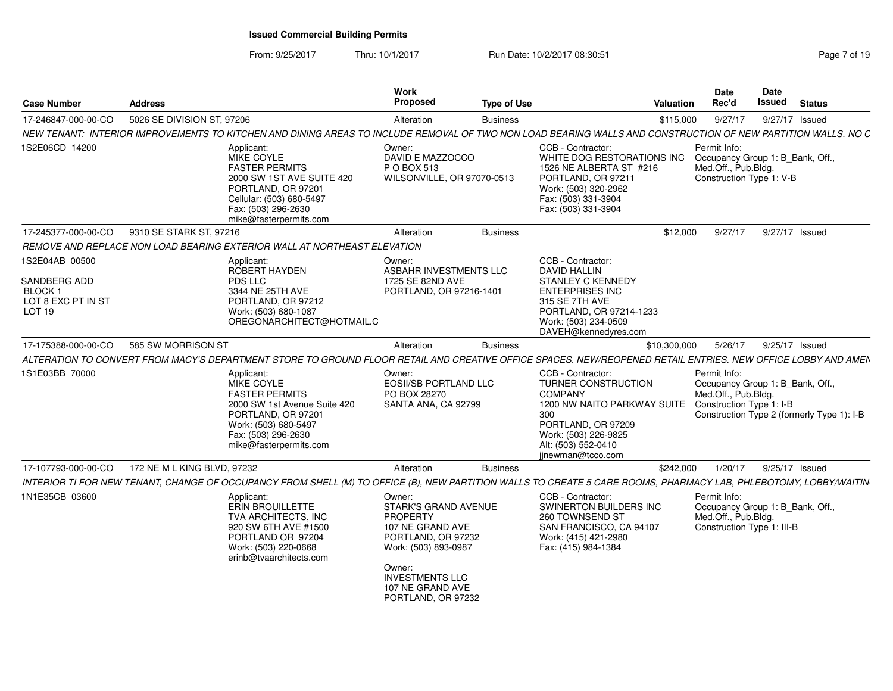# Issued Commercial Building Permits

From: 9/25/2017 Thru: 10/1/2017 Run Date: 10/2/2017 08:30:51

| Case Number | Address | Work Proposed | Type of Use | Valuation | Date Rec'd | Date Issued | Status |
|---|---|---|---|---|---|---|---|
| 17-246847-000-00-CO | 5026 SE DIVISION ST, 97206 | Alteration | Business | $115,000 | 9/27/17 | 9/27/17 | Issued |

*NEW TENANT: INTERIOR IMPROVEMENTS TO KITCHEN AND DINING AREAS TO INCLUDE REMOVAL OF TWO NON LOAD BEARING WALLS AND CONSTRUCTION OF NEW PARTITION WALLS. NO C*

1S2E06CD 14200

Applicant:
MIKE COYLE
FASTER PERMITS
2000 SW 1ST AVE SUITE 420
PORTLAND, OR 97201
Cellular: (503) 680-5497
Fax: (503) 296-2630
mike@fasterpermits.com

Owner:
DAVID E MAZZOCCO
P O BOX 513
WILSONVILLE, OR 97070-0513

CCB - Contractor:
WHITE DOG RESTORATIONS INC
1526 NE ALBERTA ST #216
PORTLAND, OR 97211
Work: (503) 320-2962
Fax: (503) 331-3904
Fax: (503) 331-3904

Permit Info:
Occupancy Group 1: B_Bank, Off., Med.Off., Pub.Bldg.
Construction Type 1: V-B

---

| Case Number | Address | Work Proposed | Type of Use | Valuation | Date Rec'd | Date Issued | Status |
|---|---|---|---|---|---|---|---|
| 17-245377-000-00-CO | 9310 SE STARK ST, 97216 | Alteration | Business | $12,000 | 9/27/17 | 9/27/17 | Issued |

*REMOVE AND REPLACE NON LOAD BEARING EXTERIOR WALL AT NORTHEAST ELEVATION*

1S2E04AB 00500

SANDBERG ADD
BLOCK 1
LOT 8 EXC PT IN ST
LOT 19

Applicant:
ROBERT HAYDEN
PDS LLC
3344 NE 25TH AVE
PORTLAND, OR 97212
Work: (503) 680-1087
OREGONARCHITECT@HOTMAIL.C

Owner:
ASBAHR INVESTMENTS LLC
1725 SE 82ND AVE
PORTLAND, OR 97216-1401

CCB - Contractor:
DAVID HALLIN
STANLEY C KENNEDY ENTERPRISES INC
315 SE 7TH AVE
PORTLAND, OR 97214-1233
Work: (503) 234-0509
DAVEH@kennedyres.com

---

| Case Number | Address | Work Proposed | Type of Use | Valuation | Date Rec'd | Date Issued | Status |
|---|---|---|---|---|---|---|---|
| 17-175388-000-00-CO | 585 SW MORRISON ST | Alteration | Business | $10,300,000 | 5/26/17 | 9/25/17 | Issued |

*ALTERATION TO CONVERT FROM MACY'S DEPARTMENT STORE TO GROUND FLOOR RETAIL AND CREATIVE OFFICE SPACES. NEW/REOPENED RETAIL ENTRIES. NEW OFFICE LOBBY AND AMEN*

1S1E03BB 70000

Applicant:
MIKE COYLE
FASTER PERMITS
2000 SW 1st Avenue Suite 420
PORTLAND, OR 97201
Work: (503) 680-5497
Fax: (503) 296-2630
mike@fasterpermits.com

Owner:
EOSII/SB PORTLAND LLC
PO BOX 28270
SANTA ANA, CA 92799

CCB - Contractor:
TURNER CONSTRUCTION COMPANY
1200 NW NAITO PARKWAY SUITE 300
PORTLAND, OR 97209
Work: (503) 226-9825
Alt: (503) 552-0410
jjnewman@tcco.com

Permit Info:
Occupancy Group 1: B_Bank, Off., Med.Off., Pub.Bldg.
Construction Type 1: I-B
Construction Type 2 (formerly Type 1): I-B

---

| Case Number | Address | Work Proposed | Type of Use | Valuation | Date Rec'd | Date Issued | Status |
|---|---|---|---|---|---|---|---|
| 17-107793-000-00-CO | 172 NE M L KING BLVD, 97232 | Alteration | Business | $242,000 | 1/20/17 | 9/25/17 | Issued |

*INTERIOR TI FOR NEW TENANT, CHANGE OF OCCUPANCY FROM SHELL (M) TO OFFICE (B), NEW PARTITION WALLS TO CREATE 5 CARE ROOMS, PHARMACY LAB, PHLEBOTOMY, LOBBY/WAITIN*

1N1E35CB 03600

Applicant:
ERIN BROUILLETTE
TVA ARCHITECTS, INC
920 SW 6TH AVE #1500
PORTLAND OR 97204
Work: (503) 220-0668
erinb@tvaarchitects.com

Owner:
STARK'S GRAND AVENUE PROPERTY
107 NE GRAND AVE
PORTLAND, OR 97232
Work: (503) 893-0987

Owner:
INVESTMENTS LLC
107 NE GRAND AVE
PORTLAND, OR 97232

CCB - Contractor:
SWINERTON BUILDERS INC
260 TOWNSEND ST
SAN FRANCISCO, CA 94107
Work: (415) 421-2980
Fax: (415) 984-1384

Permit Info:
Occupancy Group 1: B_Bank, Off., Med.Off., Pub.Bldg.
Construction Type 1: III-B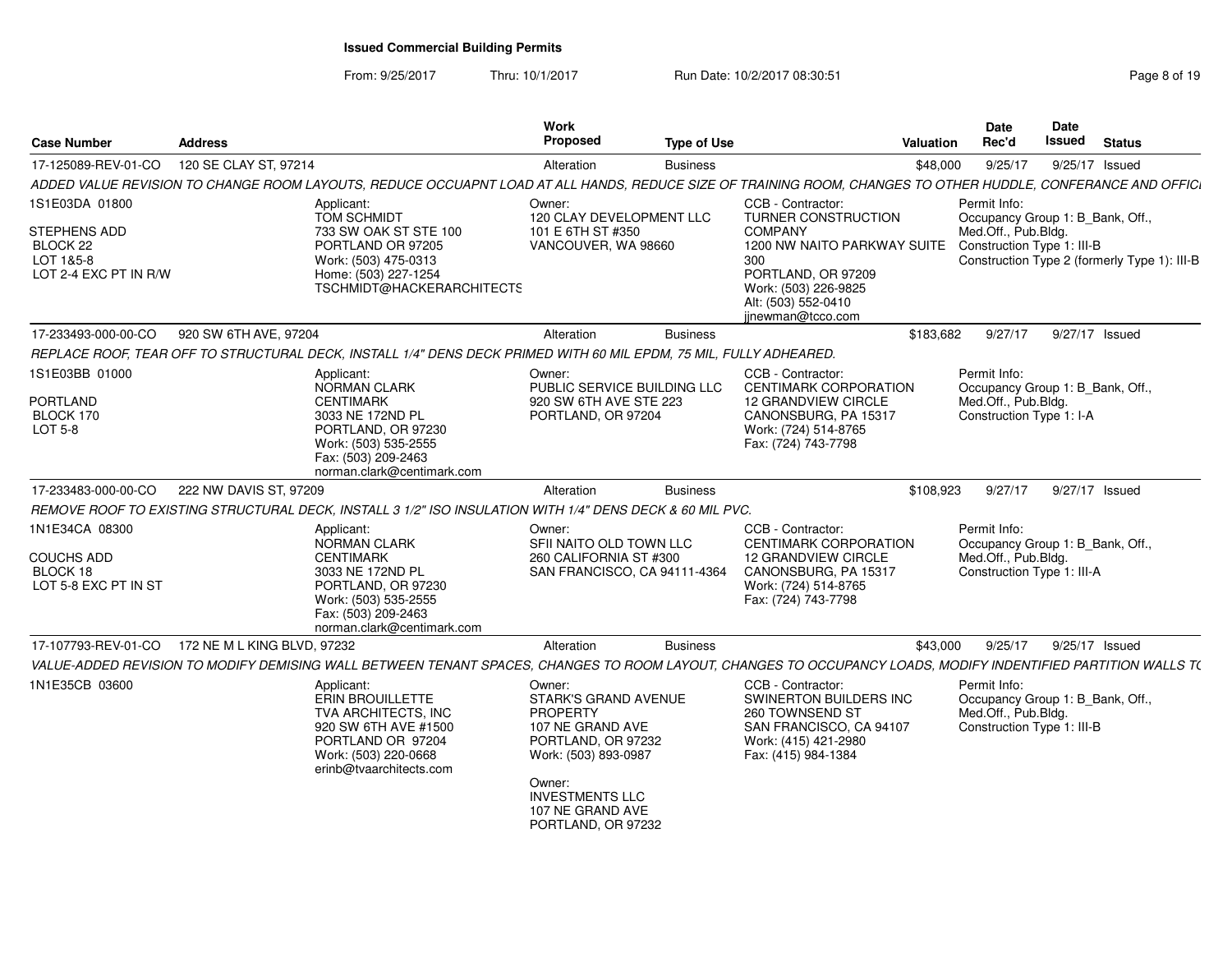# Issued Commercial Building Permits

From: 9/25/2017 Thru: 10/1/2017 Run Date: 10/2/2017 08:30:51

| Case Number | Address | Work Proposed | Type of Use | Valuation | Date Rec'd | Date Issued | Status |
|---|---|---|---|---|---|---|---|
| 17-125089-REV-01-CO | 120 SE CLAY ST, 97214 | Alteration | Business | $48,000 | 9/25/17 | 9/25/17 | Issued |

ADDED VALUE REVISION TO CHANGE ROOM LAYOUTS, REDUCE OCCUAPNT LOAD AT ALL HANDS, REDUCE SIZE OF TRAINING ROOM, CHANGES TO OTHER HUDDLE, CONFERANCE AND OFFICI

1S1E03DA 01800

STEPHENS ADD
BLOCK 22
LOT 1&5-8
LOT 2-4 EXC PT IN R/W

Applicant:
TOM SCHMIDT
733 SW OAK ST STE 100
PORTLAND OR 97205
Work: (503) 475-0313
Home: (503) 227-1254
TSCHMIDT@HACKERARCHITECTS

Owner:
120 CLAY DEVELOPMENT LLC
101 E 6TH ST #350
VANCOUVER, WA 98660

CCB - Contractor:
TURNER CONSTRUCTION COMPANY
1200 NW NAITO PARKWAY SUITE 300
PORTLAND, OR 97209
Work: (503) 226-9825
Alt: (503) 552-0410
jjnewman@tcco.com

Permit Info:
Occupancy Group 1: B_Bank, Off., Med.Off., Pub.Bldg.
Construction Type 1: III-B
Construction Type 2 (formerly Type 1): III-B

| Case Number | Address | Work Proposed | Type of Use | Valuation | Date Rec'd | Date Issued | Status |
|---|---|---|---|---|---|---|---|
| 17-233493-000-00-CO | 920 SW 6TH AVE, 97204 | Alteration | Business | $183,682 | 9/27/17 | 9/27/17 | Issued |

REPLACE ROOF, TEAR OFF TO STRUCTURAL DECK, INSTALL 1/4" DENS DECK PRIMED WITH 60 MIL EPDM, 75 MIL, FULLY ADHEARED.

1S1E03BB 01000

PORTLAND
BLOCK 170
LOT 5-8

Applicant:
NORMAN CLARK
CENTIMARK
3033 NE 172ND PL
PORTLAND, OR 97230
Work: (503) 535-2555
Fax: (503) 209-2463
norman.clark@centimark.com

Owner:
PUBLIC SERVICE BUILDING LLC
920 SW 6TH AVE STE 223
PORTLAND, OR 97204

CCB - Contractor:
CENTIMARK CORPORATION
12 GRANDVIEW CIRCLE
CANONSBURG, PA 15317
Work: (724) 514-8765
Fax: (724) 743-7798

Permit Info:
Occupancy Group 1: B_Bank, Off., Med.Off., Pub.Bldg.
Construction Type 1: I-A

| Case Number | Address | Work Proposed | Type of Use | Valuation | Date Rec'd | Date Issued | Status |
|---|---|---|---|---|---|---|---|
| 17-233483-000-00-CO | 222 NW DAVIS ST, 97209 | Alteration | Business | $108,923 | 9/27/17 | 9/27/17 | Issued |

REMOVE ROOF TO EXISTING STRUCTURAL DECK, INSTALL 3 1/2" ISO INSULATION WITH 1/4" DENS DECK & 60 MIL PVC.

1N1E34CA 08300

COUCHS ADD
BLOCK 18
LOT 5-8 EXC PT IN ST

Applicant:
NORMAN CLARK
CENTIMARK
3033 NE 172ND PL
PORTLAND, OR 97230
Work: (503) 535-2555
Fax: (503) 209-2463
norman.clark@centimark.com

Owner:
SFII NAITO OLD TOWN LLC
260 CALIFORNIA ST #300
SAN FRANCISCO, CA 94111-4364

CCB - Contractor:
CENTIMARK CORPORATION
12 GRANDVIEW CIRCLE
CANONSBURG, PA 15317
Work: (724) 514-8765
Fax: (724) 743-7798

Permit Info:
Occupancy Group 1: B_Bank, Off., Med.Off., Pub.Bldg.
Construction Type 1: III-A

| Case Number | Address | Work Proposed | Type of Use | Valuation | Date Rec'd | Date Issued | Status |
|---|---|---|---|---|---|---|---|
| 17-107793-REV-01-CO | 172 NE M L KING BLVD, 97232 | Alteration | Business | $43,000 | 9/25/17 | 9/25/17 | Issued |

VALUE-ADDED REVISION TO MODIFY DEMISING WALL BETWEEN TENANT SPACES, CHANGES TO ROOM LAYOUT, CHANGES TO OCCUPANCY LOADS, MODIFY INDENTIFIED PARTITION WALLS TO

1N1E35CB 03600

Applicant:
ERIN BROUILLETTE
TVA ARCHITECTS, INC
920 SW 6TH AVE #1500
PORTLAND OR 97204
Work: (503) 220-0668
erinb@tvaarchitects.com

Owner:
STARK'S GRAND AVENUE PROPERTY
107 NE GRAND AVE
PORTLAND, OR 97232
Work: (503) 893-0987

Owner:
INVESTMENTS LLC
107 NE GRAND AVE
PORTLAND, OR 97232

CCB - Contractor:
SWINERTON BUILDERS INC
260 TOWNSEND ST
SAN FRANCISCO, CA 94107
Work: (415) 421-2980
Fax: (415) 984-1384

Permit Info:
Occupancy Group 1: B_Bank, Off., Med.Off., Pub.Bldg.
Construction Type 1: III-B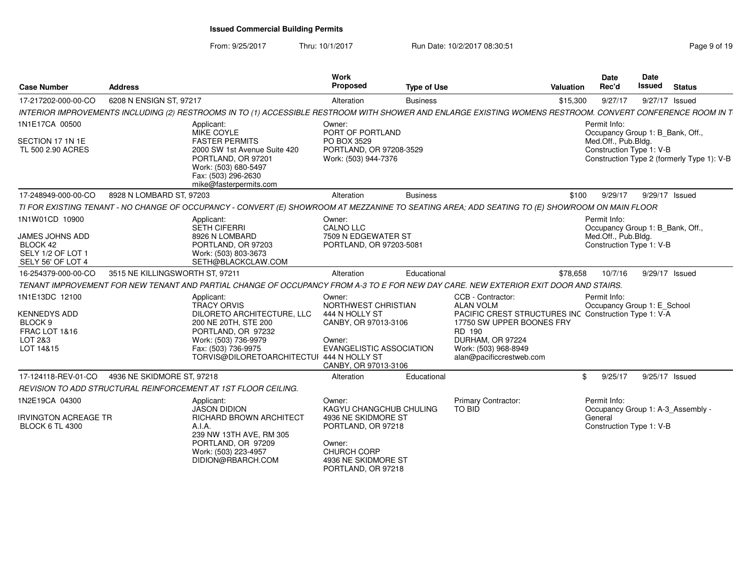**Issued Commercial Building Permits**

From: 9/25/2017 Thru: 10/1/2017 Run Date: 10/2/2017 08:30:51

| Case Number | Address | Work Proposed | Type of Use | Valuation | Date Rec'd | Date Issued | Status |
|---|---|---|---|---|---|---|---|
| 17-217202-000-00-CO | 6208 N ENSIGN ST, 97217 | Alteration | Business | $15,300 | 9/27/17 | 9/27/17 | Issued |

INTERIOR IMPROVEMENTS INCLUDING (2) RESTROOMS IN TO (1) ACCESSIBLE RESTROOM WITH SHOWER AND ENLARGE EXISTING WOMENS RESTROOM. CONVERT CONFERENCE ROOM IN T

1N1E17CA 00500

SECTION 17 1N 1E
TL 500 2.90 ACRES

Applicant:
MIKE COYLE
FASTER PERMITS
2000 SW 1st Avenue Suite 420
PORTLAND, OR 97201
Work: (503) 680-5497
Fax: (503) 296-2630
mike@fasterpermits.com

Owner:
PORT OF PORTLAND
PO BOX 3529
PORTLAND, OR 97208-3529
Work: (503) 944-7376

Permit Info:
Occupancy Group 1: B_Bank, Off., Med.Off., Pub.Bldg.
Construction Type 1: V-B
Construction Type 2 (formerly Type 1): V-B

| Case Number | Address | Work Proposed | Type of Use | Valuation | Date Rec'd | Date Issued | Status |
|---|---|---|---|---|---|---|---|
| 17-248949-000-00-CO | 8928 N LOMBARD ST, 97203 | Alteration | Business | $100 | 9/29/17 | 9/29/17 | Issued |

TI FOR EXISTING TENANT - NO CHANGE OF OCCUPANCY - CONVERT (E) SHOWROOM AT MEZZANINE TO SEATING AREA; ADD SEATING TO (E) SHOWROOM ON MAIN FLOOR

1N1W01CD 10900

JAMES JOHNS ADD
BLOCK 42
SELY 1/2 OF LOT 1
SELY 56' OF LOT 4

Applicant:
SETH CIFERRI
8926 N LOMBARD
PORTLAND, OR 97203
Work: (503) 803-3673
SETH@BLACKCLAW.COM

Owner:
CALNO LLC
7509 N EDGEWATER ST
PORTLAND, OR 97203-5081

Permit Info:
Occupancy Group 1: B_Bank, Off., Med.Off., Pub.Bldg.
Construction Type 1: V-B

| Case Number | Address | Work Proposed | Type of Use | Valuation | Date Rec'd | Date Issued | Status |
|---|---|---|---|---|---|---|---|
| 16-254379-000-00-CO | 3515 NE KILLINGSWORTH ST, 97211 | Alteration | Educational | $78,658 | 10/7/16 | 9/29/17 | Issued |

TENANT IMPROVEMENT FOR NEW TENANT AND PARTIAL CHANGE OF OCCUPANCY FROM A-3 TO E FOR NEW DAY CARE. NEW EXTERIOR EXIT DOOR AND STAIRS.

1N1E13DC 12100

KENNEDYS ADD
BLOCK 9
FRAC LOT 1&16
LOT 2&3
LOT 14&15

Applicant:
TRACY ORVIS
DILORETO ARCHITECTURE, LLC
200 NE 20TH, STE 200
PORTLAND, OR 97232
Work: (503) 736-9979
Fax: (503) 736-9975
TORVIS@DILORETOARCHITECTUI

Owner:
NORTHWEST CHRISTIAN
444 N HOLLY ST
CANBY, OR 97013-3106

Owner:
EVANGELISTIC ASSOCIATION
444 N HOLLY ST
CANBY, OR 97013-3106

CCB - Contractor:
ALAN VOLM
PACIFIC CREST STRUCTURES INC
17750 SW UPPER BOONES FRY RD 190
DURHAM, OR 97224
Work: (503) 968-8949
alan@pacificcrestweb.com

Permit Info:
Occupancy Group 1: E_School
Construction Type 1: V-A

| Case Number | Address | Work Proposed | Type of Use | Valuation | Date Rec'd | Date Issued | Status |
|---|---|---|---|---|---|---|---|
| 17-124118-REV-01-CO | 4936 NE SKIDMORE ST, 97218 | Alteration | Educational | $ | 9/25/17 | 9/25/17 | Issued |

REVISION TO ADD STRUCTURAL REINFORCEMENT AT 1ST FLOOR CEILING.

1N2E19CA 04300

IRVINGTON ACREAGE TR
BLOCK 6 TL 4300

Applicant:
JASON DIDION
RICHARD BROWN ARCHITECT A.I.A.
239 NW 13TH AVE, RM 305
PORTLAND, OR 97209
Work: (503) 223-4957
DIDION@RBARCH.COM

Owner:
KAGYU CHANGCHUB CHULING
4936 NE SKIDMORE ST
PORTLAND, OR 97218

Owner:
CHURCH CORP
4936 NE SKIDMORE ST
PORTLAND, OR 97218

Primary Contractor:
TO BID

Permit Info:
Occupancy Group 1: A-3_Assembly - General
Construction Type 1: V-B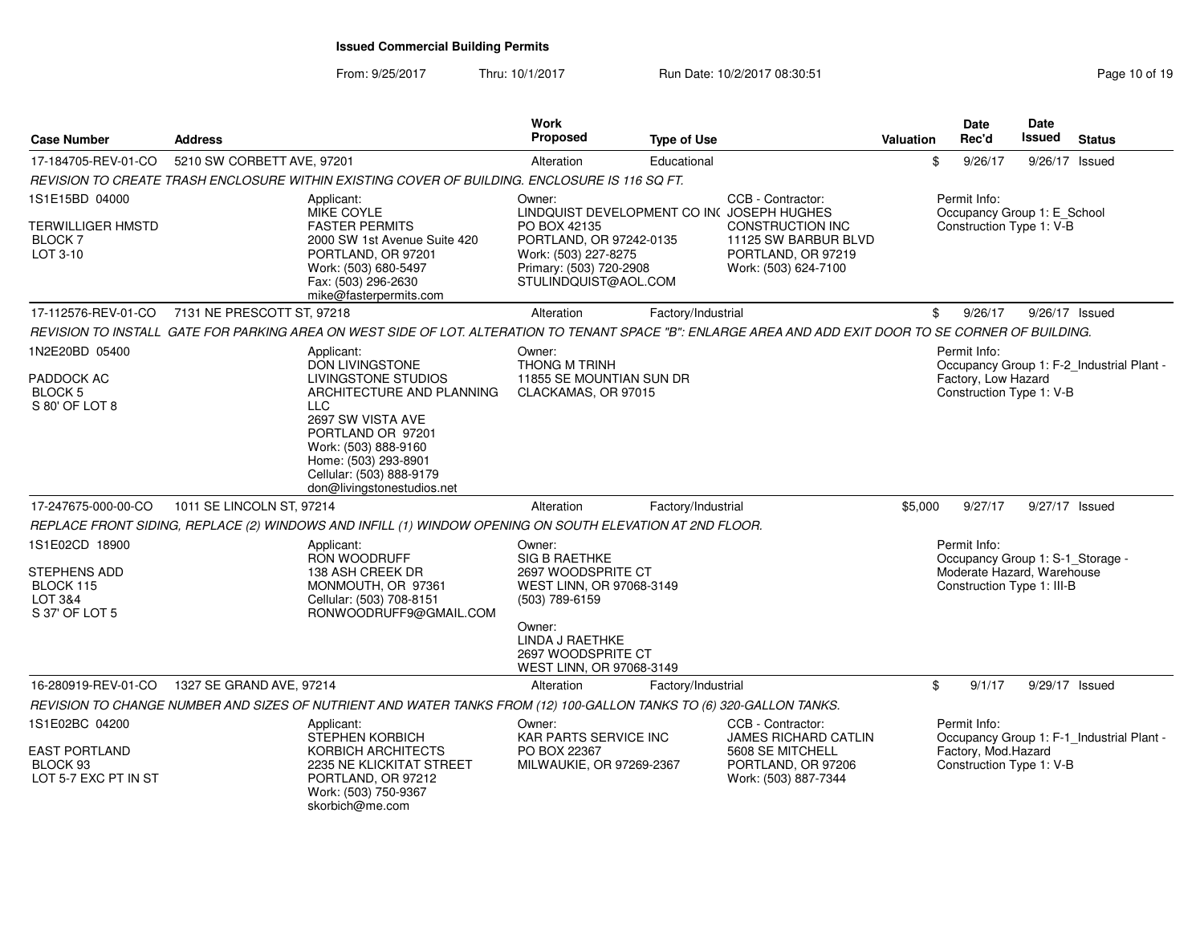# Issued Commercial Building Permits

From: 9/25/2017 Thru: 10/1/2017 Run Date: 10/2/2017 08:30:51

| Case Number | Address | Work Proposed | Type of Use | Valuation | Date Rec'd | Date Issued | Status |
|---|---|---|---|---|---|---|---|
| 17-184705-REV-01-CO | 5210 SW CORBETT AVE, 97201 | Alteration | Educational | $ | 9/26/17 | 9/26/17 | Issued |

*REVISION TO CREATE TRASH ENCLOSURE WITHIN EXISTING COVER OF BUILDING. ENCLOSURE IS 116 SQ FT.*

- 1S1E15BD 04000 — TERWILLIGER HMSTD, BLOCK 7, LOT 3-10
- Applicant: MIKE COYLE, FASTER PERMITS, 2000 SW 1st Avenue Suite 420, PORTLAND, OR 97201, Work: (503) 680-5497, Fax: (503) 296-2630, mike@fasterpermits.com
- Owner: LINDQUIST DEVELOPMENT CO INC, PO BOX 42135, PORTLAND, OR 97242-0135, Work: (503) 227-8275, Primary: (503) 720-2908, STULINDQUIST@AOL.COM
- CCB - Contractor: JOSEPH HUGHES, CONSTRUCTION INC, 11125 SW BARBUR BLVD, PORTLAND, OR 97219, Work: (503) 624-7100
- Permit Info: Occupancy Group 1: E_School; Construction Type 1: V-B

| Case Number | Address | Work Proposed | Type of Use | Valuation | Date Rec'd | Date Issued | Status |
|---|---|---|---|---|---|---|---|
| 17-112576-REV-01-CO | 7131 NE PRESCOTT ST, 97218 | Alteration | Factory/Industrial | $ | 9/26/17 | 9/26/17 | Issued |

*REVISION TO INSTALL GATE FOR PARKING AREA ON WEST SIDE OF LOT. ALTERATION TO TENANT SPACE "B": ENLARGE AREA AND ADD EXIT DOOR TO SE CORNER OF BUILDING.*

- 1N2E20BD 05400 — PADDOCK AC, BLOCK 5, S 80' OF LOT 8
- Applicant: DON LIVINGSTONE, LIVINGSTONE STUDIOS ARCHITECTURE AND PLANNING LLC, 2697 SW VISTA AVE, PORTLAND OR 97201, Work: (503) 888-9160, Home: (503) 293-8901, Cellular: (503) 888-9179, don@livingstonestudios.net
- Owner: THONG M TRINH, 11855 SE MOUNTIAN SUN DR, CLACKAMAS, OR 97015
- Permit Info: Occupancy Group 1: F-2_Industrial Plant - Factory, Low Hazard; Construction Type 1: V-B

| Case Number | Address | Work Proposed | Type of Use | Valuation | Date Rec'd | Date Issued | Status |
|---|---|---|---|---|---|---|---|
| 17-247675-000-00-CO | 1011 SE LINCOLN ST, 97214 | Alteration | Factory/Industrial | $5,000 | 9/27/17 | 9/27/17 | Issued |

*REPLACE FRONT SIDING, REPLACE (2) WINDOWS AND INFILL (1) WINDOW OPENING ON SOUTH ELEVATION AT 2ND FLOOR.*

- 1S1E02CD 18900 — STEPHENS ADD, BLOCK 115, LOT 3&4, S 37' OF LOT 5
- Applicant: RON WOODRUFF, 138 ASH CREEK DR, MONMOUTH, OR 97361, Cellular: (503) 708-8151, RONWOODRUFF9@GMAIL.COM
- Owner: SIG B RAETHKE, 2697 WOODSPRITE CT, WEST LINN, OR 97068-3149, (503) 789-6159
- Owner: LINDA J RAETHKE, 2697 WOODSPRITE CT, WEST LINN, OR 97068-3149
- Permit Info: Occupancy Group 1: S-1_Storage - Moderate Hazard, Warehouse; Construction Type 1: III-B

| Case Number | Address | Work Proposed | Type of Use | Valuation | Date Rec'd | Date Issued | Status |
|---|---|---|---|---|---|---|---|
| 16-280919-REV-01-CO | 1327 SE GRAND AVE, 97214 | Alteration | Factory/Industrial | $ | 9/1/17 | 9/29/17 | Issued |

*REVISION TO CHANGE NUMBER AND SIZES OF NUTRIENT AND WATER TANKS FROM (12) 100-GALLON TANKS TO (6) 320-GALLON TANKS.*

- 1S1E02BC 04200 — EAST PORTLAND, BLOCK 93, LOT 5-7 EXC PT IN ST
- Applicant: STEPHEN KORBICH, KORBICH ARCHITECTS, 2235 NE KLICKITAT STREET, PORTLAND, OR 97212, Work: (503) 750-9367, skorbich@me.com
- Owner: KAR PARTS SERVICE INC, PO BOX 22367, MILWAUKIE, OR 97269-2367
- CCB - Contractor: JAMES RICHARD CATLIN, 5608 SE MITCHELL, PORTLAND, OR 97206, Work: (503) 887-7344
- Permit Info: Occupancy Group 1: F-1_Industrial Plant - Factory, Mod.Hazard; Construction Type 1: V-B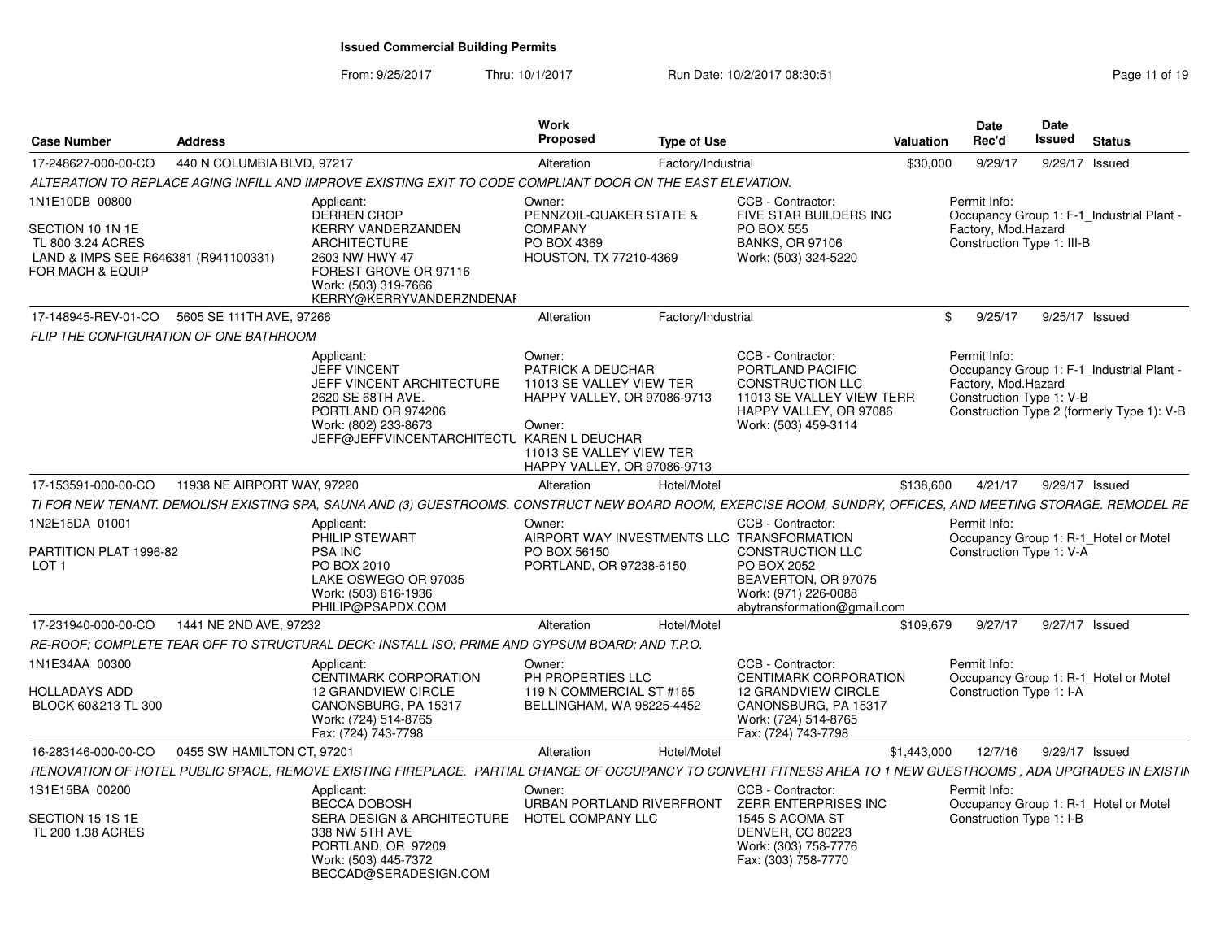# Issued Commercial Building Permits

From: 9/25/2017 Thru: 10/1/2017 Run Date: 10/2/2017 08:30:51

| Case Number | Address | Work Proposed | Type of Use | Valuation | Date Rec'd | Date Issued | Status |
|---|---|---|---|---|---|---|---|
| 17-248627-000-00-CO | 440 N COLUMBIA BLVD, 97217 | Alteration | Factory/Industrial | $30,000 | 9/29/17 | 9/29/17 | Issued |

*ALTERATION TO REPLACE AGING INFILL AND IMPROVE EXISTING EXIT TO CODE COMPLIANT DOOR ON THE EAST ELEVATION.*

1N1E10DB 00800

SECTION 10 1N 1E
TL 800 3.24 ACRES
LAND & IMPS SEE R646381 (R941100331)
FOR MACH & EQUIP

Applicant:
DERREN CROP
KERRY VANDERZANDEN
ARCHITECTURE
2603 NW HWY 47
FOREST GROVE OR 97116
Work: (503) 319-7666
KERRY@KERRYVANDERZNDENAF

Owner:
PENNZOIL-QUAKER STATE &
COMPANY
PO BOX 4369
HOUSTON, TX 77210-4369

CCB - Contractor:
FIVE STAR BUILDERS INC
PO BOX 555
BANKS, OR 97106
Work: (503) 324-5220

Permit Info:
Occupancy Group 1: F-1_Industrial Plant - Factory, Mod.Hazard
Construction Type 1: III-B

---

| Case Number | Address | Work Proposed | Type of Use | Valuation | Date Rec'd | Date Issued | Status |
|---|---|---|---|---|---|---|---|
| 17-148945-REV-01-CO | 5605 SE 111TH AVE, 97266 | Alteration | Factory/Industrial | $ | 9/25/17 | 9/25/17 | Issued |

*FLIP THE CONFIGURATION OF ONE BATHROOM*

Applicant:
JEFF VINCENT
JEFF VINCENT ARCHITECTURE
2620 SE 68TH AVE.
PORTLAND OR 974206
Work: (802) 233-8673
JEFF@JEFFVINCENTARCHITECTU

Owner:
PATRICK A DEUCHAR
11013 SE VALLEY VIEW TER
HAPPY VALLEY, OR 97086-9713

Owner:
KAREN L DEUCHAR
11013 SE VALLEY VIEW TER
HAPPY VALLEY, OR 97086-9713

CCB - Contractor:
PORTLAND PACIFIC
CONSTRUCTION LLC
11013 SE VALLEY VIEW TERR
HAPPY VALLEY, OR 97086
Work: (503) 459-3114

Permit Info:
Occupancy Group 1: F-1_Industrial Plant - Factory, Mod.Hazard
Construction Type 1: V-B
Construction Type 2 (formerly Type 1): V-B

---

| Case Number | Address | Work Proposed | Type of Use | Valuation | Date Rec'd | Date Issued | Status |
|---|---|---|---|---|---|---|---|
| 17-153591-000-00-CO | 11938 NE AIRPORT WAY, 97220 | Alteration | Hotel/Motel | $138,600 | 4/21/17 | 9/29/17 | Issued |

*TI FOR NEW TENANT. DEMOLISH EXISTING SPA, SAUNA AND (3) GUESTROOMS. CONSTRUCT NEW BOARD ROOM, EXERCISE ROOM, SUNDRY, OFFICES, AND MEETING STORAGE. REMODEL RE*

1N2E15DA 01001

PARTITION PLAT 1996-82
LOT 1

Applicant:
PHILIP STEWART
PSA INC
PO BOX 2010
LAKE OSWEGO OR 97035
Work: (503) 616-1936
PHILIP@PSAPDX.COM

Owner:
AIRPORT WAY INVESTMENTS LLC
PO BOX 56150
PORTLAND, OR 97238-6150

CCB - Contractor:
TRANSFORMATION
CONSTRUCTION LLC
PO BOX 2052
BEAVERTON, OR 97075
Work: (971) 226-0088
abytransformation@gmail.com

Permit Info:
Occupancy Group 1: R-1_Hotel or Motel
Construction Type 1: V-A

---

| Case Number | Address | Work Proposed | Type of Use | Valuation | Date Rec'd | Date Issued | Status |
|---|---|---|---|---|---|---|---|
| 17-231940-000-00-CO | 1441 NE 2ND AVE, 97232 | Alteration | Hotel/Motel | $109,679 | 9/27/17 | 9/27/17 | Issued |

*RE-ROOF; COMPLETE TEAR OFF TO STRUCTURAL DECK; INSTALL ISO; PRIME AND GYPSUM BOARD; AND T.P.O.*

1N1E34AA 00300

HOLLADAYS ADD
BLOCK 60&213 TL 300

Applicant:
CENTIMARK CORPORATION
12 GRANDVIEW CIRCLE
CANONSBURG, PA 15317
Work: (724) 514-8765
Fax: (724) 743-7798

Owner:
PH PROPERTIES LLC
119 N COMMERCIAL ST #165
BELLINGHAM, WA 98225-4452

CCB - Contractor:
CENTIMARK CORPORATION
12 GRANDVIEW CIRCLE
CANONSBURG, PA 15317
Work: (724) 514-8765
Fax: (724) 743-7798

Permit Info:
Occupancy Group 1: R-1_Hotel or Motel
Construction Type 1: I-A

---

| Case Number | Address | Work Proposed | Type of Use | Valuation | Date Rec'd | Date Issued | Status |
|---|---|---|---|---|---|---|---|
| 16-283146-000-00-CO | 0455 SW HAMILTON CT, 97201 | Alteration | Hotel/Motel | $1,443,000 | 12/7/16 | 9/29/17 | Issued |

*RENOVATION OF HOTEL PUBLIC SPACE, REMOVE EXISTING FIREPLACE. PARTIAL CHANGE OF OCCUPANCY TO CONVERT FITNESS AREA TO 1 NEW GUESTROOMS , ADA UPGRADES IN EXISTIN*

1S1E15BA 00200

SECTION 15 1S 1E
TL 200 1.38 ACRES

Applicant:
BECCA DOBOSH
SERA DESIGN & ARCHITECTURE
338 NW 5TH AVE
PORTLAND, OR 97209
Work: (503) 445-7372
BECCAD@SERADESIGN.COM

Owner:
URBAN PORTLAND RIVERFRONT
HOTEL COMPANY LLC

CCB - Contractor:
ZERR ENTERPRISES INC
1545 S ACOMA ST
DENVER, CO 80223
Work: (303) 758-7776
Fax: (303) 758-7770

Permit Info:
Occupancy Group 1: R-1_Hotel or Motel
Construction Type 1: I-B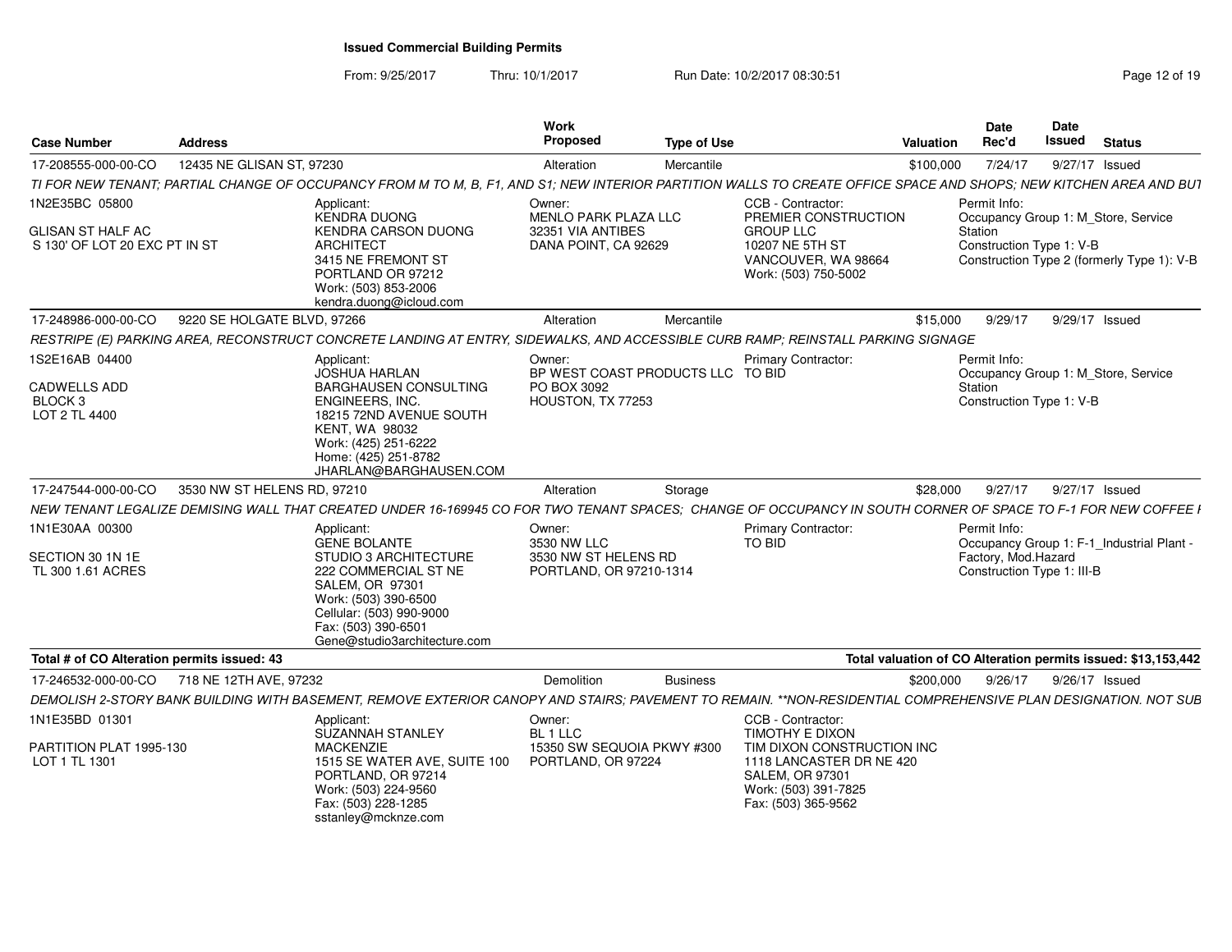**Issued Commercial Building Permits**

From: 9/25/2017 Thru: 10/1/2017 Run Date: 10/2/2017 08:30:51

| Case Number | Address | Work Proposed | Type of Use | Valuation | Date Rec'd | Date Issued | Status |
|---|---|---|---|---|---|---|---|
| 17-208555-000-00-CO | 12435 NE GLISAN ST, 97230 | Alteration | Mercantile | $100,000 | 7/24/17 | 9/27/17 | Issued |

*TI FOR NEW TENANT; PARTIAL CHANGE OF OCCUPANCY FROM M TO M, B, F1, AND S1; NEW INTERIOR PARTITION WALLS TO CREATE OFFICE SPACE AND SHOPS; NEW KITCHEN AREA AND BUT*

1N2E35BC 05800

GLISAN ST HALF AC
S 130' OF LOT 20 EXC PT IN ST

Applicant:
KENDRA DUONG
KENDRA CARSON DUONG ARCHITECT
3415 NE FREMONT ST
PORTLAND OR 97212
Work: (503) 853-2006
kendra.duong@icloud.com

Owner:
MENLO PARK PLAZA LLC
32351 VIA ANTIBES
DANA POINT, CA 92629

CCB - Contractor:
PREMIER CONSTRUCTION GROUP LLC
10207 NE 5TH ST
VANCOUVER, WA 98664
Work: (503) 750-5002

Permit Info:
Occupancy Group 1: M_Store, Service Station
Construction Type 1: V-B
Construction Type 2 (formerly Type 1): V-B

| Case Number | Address | Work Proposed | Type of Use | Valuation | Date Rec'd | Date Issued | Status |
|---|---|---|---|---|---|---|---|
| 17-248986-000-00-CO | 9220 SE HOLGATE BLVD, 97266 | Alteration | Mercantile | $15,000 | 9/29/17 | 9/29/17 | Issued |

*RESTRIPE (E) PARKING AREA, RECONSTRUCT CONCRETE LANDING AT ENTRY, SIDEWALKS, AND ACCESSIBLE CURB RAMP; REINSTALL PARKING SIGNAGE*

1S2E16AB 04400

CADWELLS ADD
BLOCK 3
LOT 2 TL 4400

Applicant:
JOSHUA HARLAN
BARGHAUSEN CONSULTING ENGINEERS, INC.
18215 72ND AVENUE SOUTH
KENT, WA 98032
Work: (425) 251-6222
Home: (425) 251-8782
JHARLAN@BARGHAUSEN.COM

Owner:
BP WEST COAST PRODUCTS LLC
PO BOX 3092
HOUSTON, TX 77253

Primary Contractor:
TO BID

Permit Info:
Occupancy Group 1: M_Store, Service Station
Construction Type 1: V-B

| Case Number | Address | Work Proposed | Type of Use | Valuation | Date Rec'd | Date Issued | Status |
|---|---|---|---|---|---|---|---|
| 17-247544-000-00-CO | 3530 NW ST HELENS RD, 97210 | Alteration | Storage | $28,000 | 9/27/17 | 9/27/17 | Issued |

*NEW TENANT LEGALIZE DEMISING WALL THAT CREATED UNDER 16-169945 CO FOR TWO TENANT SPACES; CHANGE OF OCCUPANCY IN SOUTH CORNER OF SPACE TO F-1 FOR NEW COFFEE I*

1N1E30AA 00300

SECTION 30 1N 1E
TL 300 1.61 ACRES

Applicant:
GENE BOLANTE
STUDIO 3 ARCHITECTURE
222 COMMERCIAL ST NE
SALEM, OR 97301
Work: (503) 390-6500
Cellular: (503) 990-9000
Fax: (503) 390-6501
Gene@studio3architecture.com

Owner:
3530 NW LLC
3530 NW ST HELENS RD
PORTLAND, OR 97210-1314

Primary Contractor:
TO BID

Permit Info:
Occupancy Group 1: F-1_Industrial Plant - Factory, Mod.Hazard
Construction Type 1: III-B

**Total # of CO Alteration permits issued: 43**

**Total valuation of CO Alteration permits issued: $13,153,442**

| Case Number | Address | Work Proposed | Type of Use | Valuation | Date Rec'd | Date Issued | Status |
|---|---|---|---|---|---|---|---|
| 17-246532-000-00-CO | 718 NE 12TH AVE, 97232 | Demolition | Business | $200,000 | 9/26/17 | 9/26/17 | Issued |

*DEMOLISH 2-STORY BANK BUILDING WITH BASEMENT, REMOVE EXTERIOR CANOPY AND STAIRS; PAVEMENT TO REMAIN. **NON-RESIDENTIAL COMPREHENSIVE PLAN DESIGNATION. NOT SUB*

1N1E35BD 01301

PARTITION PLAT 1995-130
LOT 1 TL 1301

Applicant:
SUZANNAH STANLEY
MACKENZIE
1515 SE WATER AVE, SUITE 100
PORTLAND, OR 97214
Work: (503) 224-9560
Fax: (503) 228-1285
sstanley@mcknze.com

Owner:
BL 1 LLC
15350 SW SEQUOIA PKWY #300
PORTLAND, OR 97224

CCB - Contractor:
TIMOTHY E DIXON
TIM DIXON CONSTRUCTION INC
1118 LANCASTER DR NE 420
SALEM, OR 97301
Work: (503) 391-7825
Fax: (503) 365-9562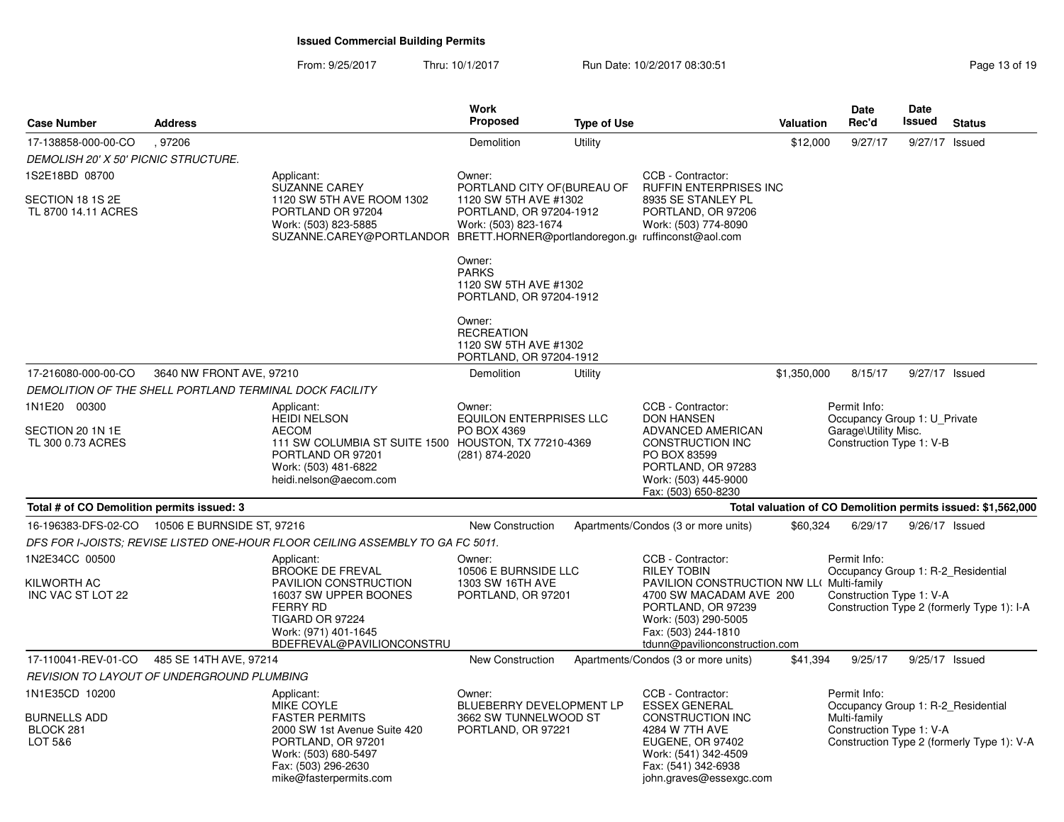## Issued Commercial Building Permits

From: 9/25/2017 Thru: 10/1/2017 Run Date: 10/2/2017 08:30:51

| Case Number | Address | Work Proposed | Type of Use | Valuation | Date Rec'd | Date Issued | Status |
|---|---|---|---|---|---|---|---|
| 17-138858-000-00-CO | , 97206 | Demolition | Utility | $12,000 | 9/27/17 | 9/27/17 | Issued |

*DEMOLISH 20' X 50' PICNIC STRUCTURE.*

1S2E18BD 08700

SECTION 18 1S 2E
TL 8700 14.11 ACRES

Applicant:
SUZANNE CAREY
1120 SW 5TH AVE ROOM 1302
PORTLAND OR 97204
Work: (503) 823-5885
SUZANNE.CAREY@PORTLANDOR

Owner:
PORTLAND CITY OF(BUREAU OF
1120 SW 5TH AVE #1302
PORTLAND, OR 97204-1912
Work: (503) 823-1674
BRETT.HORNER@portlandoregon.g

Owner:
PARKS
1120 SW 5TH AVE #1302
PORTLAND, OR 97204-1912

Owner:
RECREATION
1120 SW 5TH AVE #1302
PORTLAND, OR 97204-1912

CCB - Contractor:
RUFFIN ENTERPRISES INC
8935 SE STANLEY PL
PORTLAND, OR 97206
Work: (503) 774-8090
ruffinconst@aol.com

| Case Number | Address | Work Proposed | Type of Use | Valuation | Date Rec'd | Date Issued | Status |
|---|---|---|---|---|---|---|---|
| 17-216080-000-00-CO | 3640 NW FRONT AVE, 97210 | Demolition | Utility | $1,350,000 | 8/15/17 | 9/27/17 | Issued |

*DEMOLITION OF THE SHELL PORTLAND TERMINAL DOCK FACILITY*

1N1E20 00300

SECTION 20 1N 1E
TL 300 0.73 ACRES

Applicant:
HEIDI NELSON
AECOM
111 SW COLUMBIA ST SUITE 1500
PORTLAND OR 97201
Work: (503) 481-6822
heidi.nelson@aecom.com

Owner:
EQUILON ENTERPRISES LLC
PO BOX 4369
HOUSTON, TX 77210-4369
(281) 874-2020

CCB - Contractor:
DON HANSEN
ADVANCED AMERICAN
CONSTRUCTION INC
PO BOX 83599
PORTLAND, OR 97283
Work: (503) 445-9000
Fax: (503) 650-8230

Permit Info:
Occupancy Group 1: U_Private
Garage\Utility Misc.
Construction Type 1: V-B

**Total # of CO Demolition permits issued: 3**

**Total valuation of CO Demolition permits issued: $1,562,000**

| Case Number | Address | Work Proposed | Type of Use | Valuation | Date Rec'd | Date Issued | Status |
|---|---|---|---|---|---|---|---|
| 16-196383-DFS-02-CO | 10506 E BURNSIDE ST, 97216 | New Construction | Apartments/Condos (3 or more units) | $60,324 | 6/29/17 | 9/26/17 | Issued |

*DFS FOR I-JOISTS; REVISE LISTED ONE-HOUR FLOOR CEILING ASSEMBLY TO GA FC 5011.*

1N2E34CC 00500

KILWORTH AC
INC VAC ST LOT 22

Applicant:
BROOKE DE FREVAL
PAVILION CONSTRUCTION
16037 SW UPPER BOONES
FERRY RD
TIGARD OR 97224
Work: (971) 401-1645
BDEFREVAL@PAVILIONCONSTRU

Owner:
10506 E BURNSIDE LLC
1303 SW 16TH AVE
PORTLAND, OR 97201

CCB - Contractor:
RILEY TOBIN
PAVILION CONSTRUCTION NW LL(
4700 SW MACADAM AVE 200
PORTLAND, OR 97239
Work: (503) 290-5005
Fax: (503) 244-1810
tdunn@pavilionconstruction.com

Permit Info:
Occupancy Group 1: R-2_Residential
Multi-family
Construction Type 1: V-A
Construction Type 2 (formerly Type 1): I-A

| Case Number | Address | Work Proposed | Type of Use | Valuation | Date Rec'd | Date Issued | Status |
|---|---|---|---|---|---|---|---|
| 17-110041-REV-01-CO | 485 SE 14TH AVE, 97214 | New Construction | Apartments/Condos (3 or more units) | $41,394 | 9/25/17 | 9/25/17 | Issued |

*REVISION TO LAYOUT OF UNDERGROUND PLUMBING*

1N1E35CD 10200

BURNELLS ADD
BLOCK 281
LOT 5&6

Applicant:
MIKE COYLE
FASTER PERMITS
2000 SW 1st Avenue Suite 420
PORTLAND, OR 97201
Work: (503) 680-5497
Fax: (503) 296-2630
mike@fasterpermits.com

Owner:
BLUEBERRY DEVELOPMENT LP
3662 SW TUNNELWOOD ST
PORTLAND, OR 97221

CCB - Contractor:
ESSEX GENERAL
CONSTRUCTION INC
4284 W 7TH AVE
EUGENE, OR 97402
Work: (541) 342-4509
Fax: (541) 342-6938
john.graves@essexgc.com

Permit Info:
Occupancy Group 1: R-2_Residential
Multi-family
Construction Type 1: V-A
Construction Type 2 (formerly Type 1): V-A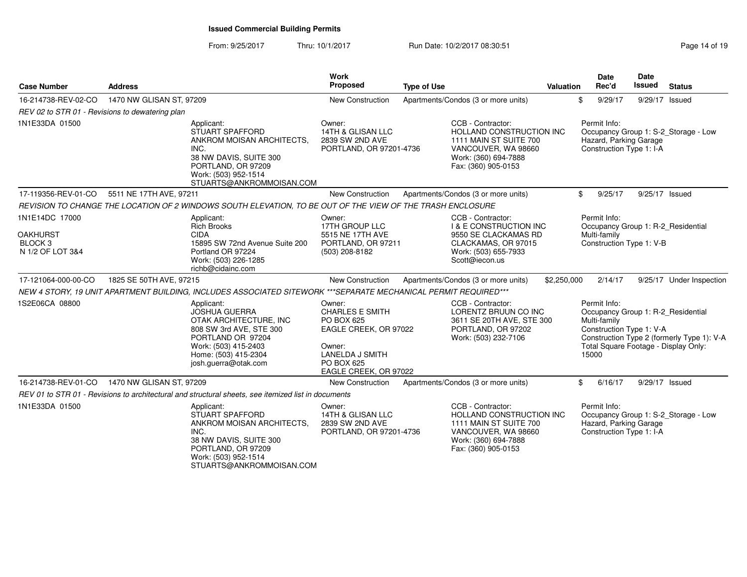**Issued Commercial Building Permits**

From: 9/25/2017 Thru: 10/1/2017 Run Date: 10/2/2017 08:30:51

| Case Number | Address | Work Proposed | Type of Use | Valuation | Date Rec'd | Date Issued | Status |
|---|---|---|---|---|---|---|---|
| 16-214738-REV-02-CO | 1470 NW GLISAN ST, 97209 | New Construction | Apartments/Condos (3 or more units) | $ | 9/29/17 | 9/29/17 | Issued |

*REV 02 to STR 01 - Revisions to dewatering plan*

1N1E33DA 01500

Applicant: STUART SPAFFORD, ANKROM MOISAN ARCHITECTS, INC., 38 NW DAVIS, SUITE 300, PORTLAND, OR 97209, Work: (503) 952-1514, STUARTS@ANKROMMOISAN.COM

Owner: 14TH & GLISAN LLC, 2839 SW 2ND AVE, PORTLAND, OR 97201-4736

CCB - Contractor: HOLLAND CONSTRUCTION INC, 1111 MAIN ST SUITE 700, VANCOUVER, WA 98660, Work: (360) 694-7888, Fax: (360) 905-0153

Permit Info: Occupancy Group 1: S-2_Storage - Low Hazard, Parking Garage; Construction Type 1: I-A

| Case Number | Address | Work Proposed | Type of Use | Valuation | Date Rec'd | Date Issued | Status |
|---|---|---|---|---|---|---|---|
| 17-119356-REV-01-CO | 5511 NE 17TH AVE, 97211 | New Construction | Apartments/Condos (3 or more units) | $ | 9/25/17 | 9/25/17 | Issued |

*REVISION TO CHANGE THE LOCATION OF 2 WINDOWS SOUTH ELEVATION, TO BE OUT OF THE VIEW OF THE TRASH ENCLOSURE*

1N1E14DC 17000, OAKHURST, BLOCK 3, N 1/2 OF LOT 3&4

Applicant: Rich Brooks, CIDA, 15895 SW 72nd Avenue Suite 200, Portland OR 97224, Work: (503) 226-1285, richb@cidainc.com

Owner: 17TH GROUP LLC, 5515 NE 17TH AVE, PORTLAND, OR 97211, (503) 208-8182

CCB - Contractor: I & E CONSTRUCTION INC, 9550 SE CLACKAMAS RD, CLACKAMAS, OR 97015, Work: (503) 655-7933, Scott@iecon.us

Permit Info: Occupancy Group 1: R-2_Residential Multi-family; Construction Type 1: V-B

| Case Number | Address | Work Proposed | Type of Use | Valuation | Date Rec'd | Date Issued | Status |
|---|---|---|---|---|---|---|---|
| 17-121064-000-00-CO | 1825 SE 50TH AVE, 97215 | New Construction | Apartments/Condos (3 or more units) | $2,250,000 | 2/14/17 | 9/25/17 | Under Inspection |

*NEW 4 STORY, 19 UNIT APARTMENT BUILDING, INCLUDES ASSOCIATED SITEWORK \*\*\*SEPARATE MECHANICAL PERMIT REQUIRED\*\*\**

1S2E06CA 08800

Applicant: JOSHUA GUERRA, OTAK ARCHITECTURE, INC, 808 SW 3rd AVE, STE 300, PORTLAND OR 97204, Work: (503) 415-2403, Home: (503) 415-2304, josh.guerra@otak.com

Owner: CHARLES E SMITH, PO BOX 625, EAGLE CREEK, OR 97022

Owner: LANELDA J SMITH, PO BOX 625, EAGLE CREEK, OR 97022

CCB - Contractor: LORENTZ BRUUN CO INC, 3611 SE 20TH AVE, STE 300, PORTLAND, OR 97202, Work: (503) 232-7106

Permit Info: Occupancy Group 1: R-2_Residential Multi-family; Construction Type 1: V-A; Construction Type 2 (formerly Type 1): V-A; Total Square Footage - Display Only: 15000

| Case Number | Address | Work Proposed | Type of Use | Valuation | Date Rec'd | Date Issued | Status |
|---|---|---|---|---|---|---|---|
| 16-214738-REV-01-CO | 1470 NW GLISAN ST, 97209 | New Construction | Apartments/Condos (3 or more units) | $ | 6/16/17 | 9/29/17 | Issued |

*REV 01 to STR 01 - Revisions to architectural and structural sheets, see itemized list in documents*

1N1E33DA 01500

Applicant: STUART SPAFFORD, ANKROM MOISAN ARCHITECTS, INC., 38 NW DAVIS, SUITE 300, PORTLAND, OR 97209, Work: (503) 952-1514, STUARTS@ANKROMMOISAN.COM

Owner: 14TH & GLISAN LLC, 2839 SW 2ND AVE, PORTLAND, OR 97201-4736

CCB - Contractor: HOLLAND CONSTRUCTION INC, 1111 MAIN ST SUITE 700, VANCOUVER, WA 98660, Work: (360) 694-7888, Fax: (360) 905-0153

Permit Info: Occupancy Group 1: S-2_Storage - Low Hazard, Parking Garage; Construction Type 1: I-A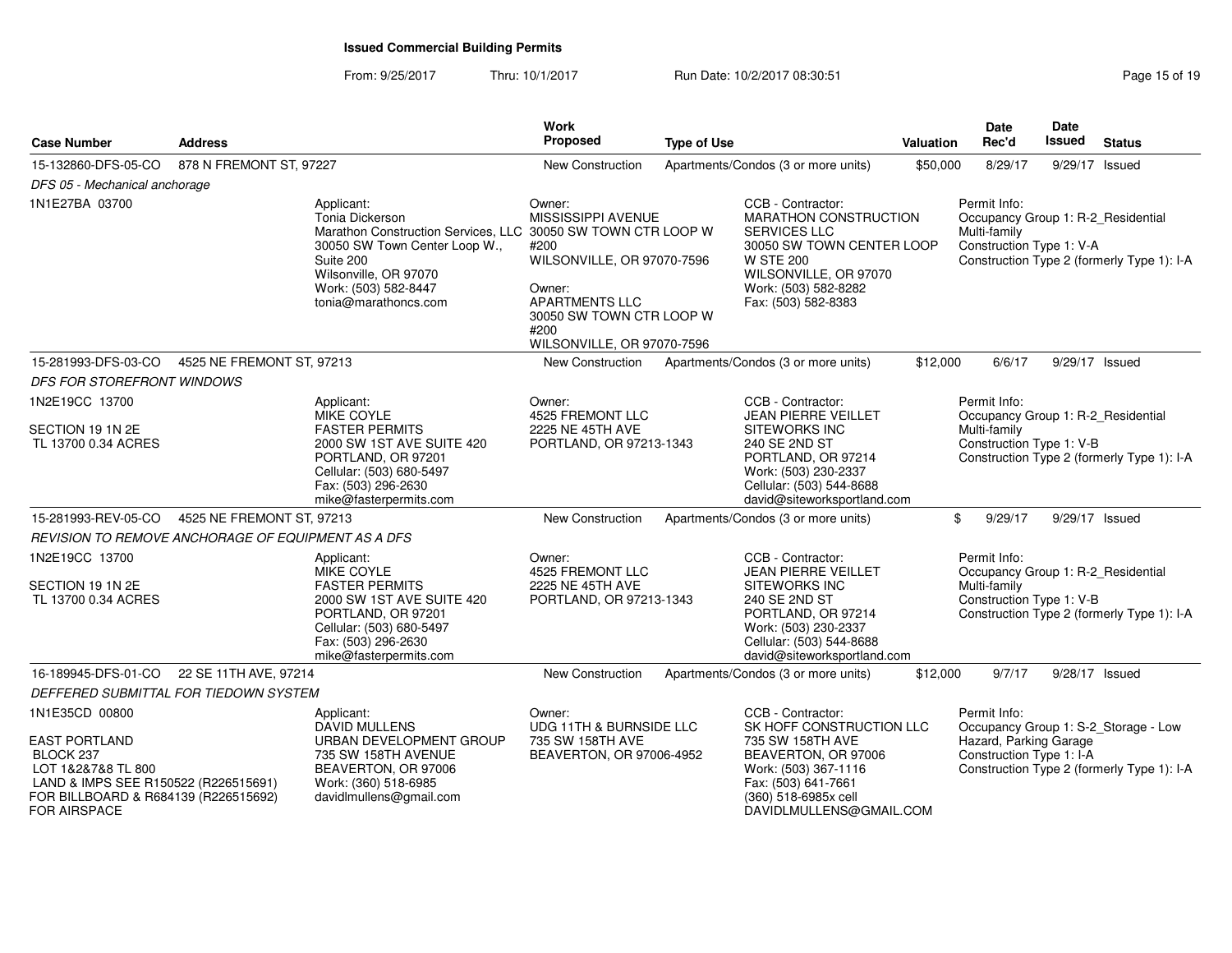# Issued Commercial Building Permits

From: 9/25/2017 Thru: 10/1/2017 Run Date: 10/2/2017 08:30:51

| Case Number | Address | Work Proposed | Type of Use | Valuation | Date Rec'd | Date Issued | Status |
|---|---|---|---|---|---|---|---|
| 15-132860-DFS-05-CO | 878 N FREMONT ST, 97227 | New Construction | Apartments/Condos (3 or more units) | $50,000 | 8/29/17 | 9/29/17 | Issued |

*DFS 05 - Mechanical anchorage*

1N1E27BA 03700

**Applicant:**
Tonia Dickerson
Marathon Construction Services, LLC
30050 SW Town Center Loop W., Suite 200
Wilsonville, OR 97070
Work: (503) 582-8447
tonia@marathoncs.com

**Owner:**
MISSISSIPPI AVENUE
30050 SW TOWN CTR LOOP W #200
WILSONVILLE, OR 97070-7596

**Owner:**
APARTMENTS LLC
30050 SW TOWN CTR LOOP W #200
WILSONVILLE, OR 97070-7596

**CCB - Contractor:**
MARATHON CONSTRUCTION SERVICES LLC
30050 SW TOWN CENTER LOOP W STE 200
WILSONVILLE, OR 97070
Work: (503) 582-8282
Fax: (503) 582-8383

**Permit Info:**
Occupancy Group 1: R-2_Residential Multi-family
Construction Type 1: V-A
Construction Type 2 (formerly Type 1): I-A

---

| Case Number | Address | Work Proposed | Type of Use | Valuation | Date Rec'd | Date Issued | Status |
|---|---|---|---|---|---|---|---|
| 15-281993-DFS-03-CO | 4525 NE FREMONT ST, 97213 | New Construction | Apartments/Condos (3 or more units) | $12,000 | 6/6/17 | 9/29/17 | Issued |

*DFS FOR STOREFRONT WINDOWS*

1N2E19CC 13700

SECTION 19 1N 2E
TL 13700 0.34 ACRES

**Applicant:**
MIKE COYLE
FASTER PERMITS
2000 SW 1ST AVE SUITE 420
PORTLAND, OR 97201
Cellular: (503) 680-5497
Fax: (503) 296-2630
mike@fasterpermits.com

**Owner:**
4525 FREMONT LLC
2225 NE 45TH AVE
PORTLAND, OR 97213-1343

**CCB - Contractor:**
JEAN PIERRE VEILLET
SITEWORKS INC
240 SE 2ND ST
PORTLAND, OR 97214
Work: (503) 230-2337
Cellular: (503) 544-8688
david@siteworksportland.com

**Permit Info:**
Occupancy Group 1: R-2_Residential Multi-family
Construction Type 1: V-B
Construction Type 2 (formerly Type 1): I-A

---

| Case Number | Address | Work Proposed | Type of Use | Valuation | Date Rec'd | Date Issued | Status |
|---|---|---|---|---|---|---|---|
| 15-281993-REV-05-CO | 4525 NE FREMONT ST, 97213 | New Construction | Apartments/Condos (3 or more units) | $ | 9/29/17 | 9/29/17 | Issued |

*REVISION TO REMOVE ANCHORAGE OF EQUIPMENT AS A DFS*

1N2E19CC 13700

SECTION 19 1N 2E
TL 13700 0.34 ACRES

**Applicant:**
MIKE COYLE
FASTER PERMITS
2000 SW 1ST AVE SUITE 420
PORTLAND, OR 97201
Cellular: (503) 680-5497
Fax: (503) 296-2630
mike@fasterpermits.com

**Owner:**
4525 FREMONT LLC
2225 NE 45TH AVE
PORTLAND, OR 97213-1343

**CCB - Contractor:**
JEAN PIERRE VEILLET
SITEWORKS INC
240 SE 2ND ST
PORTLAND, OR 97214
Work: (503) 230-2337
Cellular: (503) 544-8688
david@siteworksportland.com

**Permit Info:**
Occupancy Group 1: R-2_Residential Multi-family
Construction Type 1: V-B
Construction Type 2 (formerly Type 1): I-A

---

| Case Number | Address | Work Proposed | Type of Use | Valuation | Date Rec'd | Date Issued | Status |
|---|---|---|---|---|---|---|---|
| 16-189945-DFS-01-CO | 22 SE 11TH AVE, 97214 | New Construction | Apartments/Condos (3 or more units) | $12,000 | 9/7/17 | 9/28/17 | Issued |

*DEFFERED SUBMITTAL FOR TIEDOWN SYSTEM*

1N1E35CD 00800

EAST PORTLAND
BLOCK 237
LOT 1&2&7&8 TL 800
LAND & IMPS SEE R150522 (R226515691)
FOR BILLBOARD & R684139 (R226515692)
FOR AIRSPACE

**Applicant:**
DAVID MULLENS
URBAN DEVELOPMENT GROUP
735 SW 158TH AVENUE
BEAVERTON, OR 97006
Work: (360) 518-6985
davidlmullens@gmail.com

**Owner:**
UDG 11TH & BURNSIDE LLC
735 SW 158TH AVE
BEAVERTON, OR 97006-4952

**CCB - Contractor:**
SK HOFF CONSTRUCTION LLC
735 SW 158TH AVE
BEAVERTON, OR 97006
Work: (503) 367-1116
Fax: (503) 641-7661
(360) 518-6985x cell
DAVIDLMULLENS@GMAIL.COM

**Permit Info:**
Occupancy Group 1: S-2_Storage - Low Hazard, Parking Garage
Construction Type 1: I-A
Construction Type 2 (formerly Type 1): I-A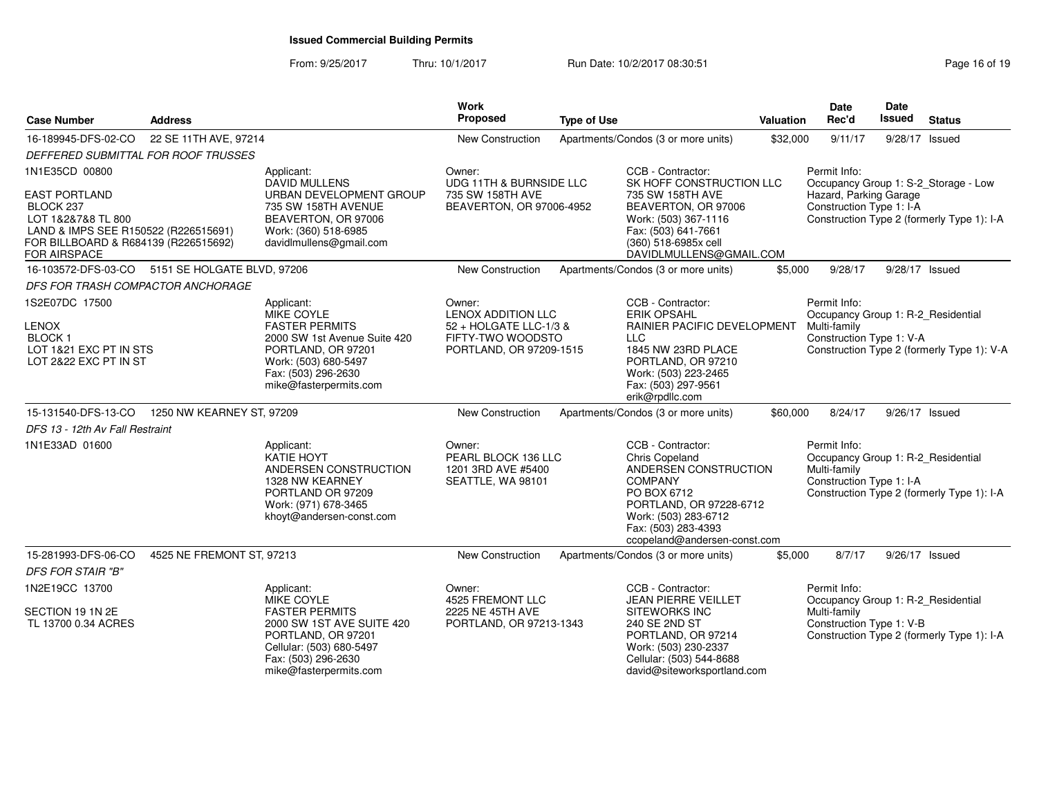# Issued Commercial Building Permits

From: 9/25/2017 Thru: 10/1/2017 Run Date: 10/2/2017 08:30:51

| Case Number | Address | Work Proposed | Type of Use | Valuation | Date Rec'd | Date Issued | Status |
|---|---|---|---|---|---|---|---|
| 16-189945-DFS-02-CO | 22 SE 11TH AVE, 97214 | New Construction | Apartments/Condos (3 or more units) | $32,000 | 9/11/17 | 9/28/17 | Issued |

*DEFFERED SUBMITTAL FOR ROOF TRUSSES*

1N1E35CD 00800

EAST PORTLAND
BLOCK 237
LOT 1&2&7&8 TL 800
LAND & IMPS SEE R150522 (R226515691)
FOR BILLBOARD & R684139 (R226515692)
FOR AIRSPACE

Applicant:
DAVID MULLENS
URBAN DEVELOPMENT GROUP
735 SW 158TH AVENUE
BEAVERTON, OR 97006
Work: (360) 518-6985
davidlmullens@gmail.com

Owner:
UDG 11TH & BURNSIDE LLC
735 SW 158TH AVE
BEAVERTON, OR 97006-4952

CCB - Contractor:
SK HOFF CONSTRUCTION LLC
735 SW 158TH AVE
BEAVERTON, OR 97006
Work: (503) 367-1116
Fax: (503) 641-7661
(360) 518-6985x cell
DAVIDLMULLENS@GMAIL.COM

Permit Info:
Occupancy Group 1: S-2_Storage - Low Hazard, Parking Garage
Construction Type 1: I-A
Construction Type 2 (formerly Type 1): I-A

| Case Number | Address | Work Proposed | Type of Use | Valuation | Date Rec'd | Date Issued | Status |
|---|---|---|---|---|---|---|---|
| 16-103572-DFS-03-CO | 5151 SE HOLGATE BLVD, 97206 | New Construction | Apartments/Condos (3 or more units) | $5,000 | 9/28/17 | 9/28/17 | Issued |

*DFS FOR TRASH COMPACTOR ANCHORAGE*

1S2E07DC 17500

LENOX
BLOCK 1
LOT 1&21 EXC PT IN STS
LOT 2&22 EXC PT IN ST

Applicant:
MIKE COYLE
FASTER PERMITS
2000 SW 1st Avenue Suite 420
PORTLAND, OR 97201
Work: (503) 680-5497
Fax: (503) 296-2630
mike@fasterpermits.com

Owner:
LENOX ADDITION LLC
52 + HOLGATE LLC-1/3 &
FIFTY-TWO WOODSTO
PORTLAND, OR 97209-1515

CCB - Contractor:
ERIK OPSAHL
RAINIER PACIFIC DEVELOPMENT LLC
1845 NW 23RD PLACE
PORTLAND, OR 97210
Work: (503) 223-2465
Fax: (503) 297-9561
erik@rpdllc.com

Permit Info:
Occupancy Group 1: R-2_Residential Multi-family
Construction Type 1: V-A
Construction Type 2 (formerly Type 1): V-A

| Case Number | Address | Work Proposed | Type of Use | Valuation | Date Rec'd | Date Issued | Status |
|---|---|---|---|---|---|---|---|
| 15-131540-DFS-13-CO | 1250 NW KEARNEY ST, 97209 | New Construction | Apartments/Condos (3 or more units) | $60,000 | 8/24/17 | 9/26/17 | Issued |

*DFS 13 - 12th Av Fall Restraint*

1N1E33AD 01600

Applicant:
KATIE HOYT
ANDERSEN CONSTRUCTION
1328 NW KEARNEY
PORTLAND OR 97209
Work: (971) 678-3465
khoyt@andersen-const.com

Owner:
PEARL BLOCK 136 LLC
1201 3RD AVE #5400
SEATTLE, WA 98101

CCB - Contractor:
Chris Copeland
ANDERSEN CONSTRUCTION COMPANY
PO BOX 6712
PORTLAND, OR 97228-6712
Work: (503) 283-6712
Fax: (503) 283-4393
ccopeland@andersen-const.com

Permit Info:
Occupancy Group 1: R-2_Residential Multi-family
Construction Type 1: I-A
Construction Type 2 (formerly Type 1): I-A

| Case Number | Address | Work Proposed | Type of Use | Valuation | Date Rec'd | Date Issued | Status |
|---|---|---|---|---|---|---|---|
| 15-281993-DFS-06-CO | 4525 NE FREMONT ST, 97213 | New Construction | Apartments/Condos (3 or more units) | $5,000 | 8/7/17 | 9/26/17 | Issued |

*DFS FOR STAIR "B"*

1N2E19CC 13700

SECTION 19 1N 2E
TL 13700 0.34 ACRES

Applicant:
MIKE COYLE
FASTER PERMITS
2000 SW 1ST AVE SUITE 420
PORTLAND, OR 97201
Cellular: (503) 680-5497
Fax: (503) 296-2630
mike@fasterpermits.com

Owner:
4525 FREMONT LLC
2225 NE 45TH AVE
PORTLAND, OR 97213-1343

CCB - Contractor:
JEAN PIERRE VEILLET
SITEWORKS INC
240 SE 2ND ST
PORTLAND, OR 97214
Work: (503) 230-2337
Cellular: (503) 544-8688
david@siteworksportland.com

Permit Info:
Occupancy Group 1: R-2_Residential Multi-family
Construction Type 1: V-B
Construction Type 2 (formerly Type 1): I-A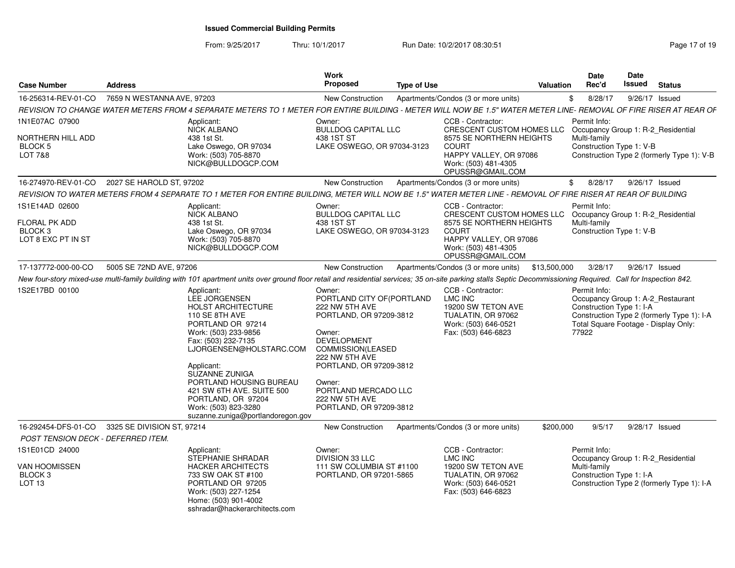**Issued Commercial Building Permits**

From: 9/25/2017 Thru: 10/1/2017 Run Date: 10/2/2017 08:30:51

| Case Number | Address | Work Proposed | Type of Use | Valuation | Date Rec'd | Date Issued | Status |
|---|---|---|---|---|---|---|---|
| 16-256314-REV-01-CO | 7659 N WESTANNA AVE, 97203 | New Construction | Apartments/Condos (3 or more units) | $ | 8/28/17 | 9/26/17 | Issued |

*REVISION TO CHANGE WATER METERS FROM 4 SEPARATE METERS TO 1 METER FOR ENTIRE BUILDING - METER WILL NOW BE 1.5" WATER METER LINE- REMOVAL OF FIRE RISER AT REAR OF*

1N1E07AC 07900

NORTHERN HILL ADD
BLOCK 5
LOT 7&8

Applicant:
NICK ALBANO
438 1st St.
Lake Oswego, OR 97034
Work: (503) 705-8870
NICK@BULLDOGCP.COM

Owner:
BULLDOG CAPITAL LLC
438 1ST ST
LAKE OSWEGO, OR 97034-3123

CCB - Contractor:
CRESCENT CUSTOM HOMES LLC
8575 SE NORTHERN HEIGHTS COURT
HAPPY VALLEY, OR 97086
Work: (503) 481-4305
OPUSSR@GMAIL.COM

Permit Info:
Occupancy Group 1: R-2_Residential Multi-family
Construction Type 1: V-B
Construction Type 2 (formerly Type 1): V-B

| Case Number | Address | Work Proposed | Type of Use | Valuation | Date Rec'd | Date Issued | Status |
|---|---|---|---|---|---|---|---|
| 16-274970-REV-01-CO | 2027 SE HAROLD ST, 97202 | New Construction | Apartments/Condos (3 or more units) | $ | 8/28/17 | 9/26/17 | Issued |

*REVISION TO WATER METERS FROM 4 SEPARATE TO 1 METER FOR ENTIRE BUILDING, METER WILL NOW BE 1.5" WATER METER LINE - REMOVAL OF FIRE RISER AT REAR OF BUILDING*

1S1E14AD 02600

FLORAL PK ADD
BLOCK 3
LOT 8 EXC PT IN ST

Applicant:
NICK ALBANO
438 1st St.
Lake Oswego, OR 97034
Work: (503) 705-8870
NICK@BULLDOGCP.COM

Owner:
BULLDOG CAPITAL LLC
438 1ST ST
LAKE OSWEGO, OR 97034-3123

CCB - Contractor:
CRESCENT CUSTOM HOMES LLC
8575 SE NORTHERN HEIGHTS COURT
HAPPY VALLEY, OR 97086
Work: (503) 481-4305
OPUSSR@GMAIL.COM

Permit Info:
Occupancy Group 1: R-2_Residential Multi-family
Construction Type 1: V-B

| Case Number | Address | Work Proposed | Type of Use | Valuation | Date Rec'd | Date Issued | Status |
|---|---|---|---|---|---|---|---|
| 17-137772-000-00-CO | 5005 SE 72ND AVE, 97206 | New Construction | Apartments/Condos (3 or more units) | $13,500,000 | 3/28/17 | 9/26/17 | Issued |

*New four-story mixed-use multi-family building with 101 apartment units over ground floor retail and residential services; 35 on-site parking stalls Septic Decommissioning Required. Call for Inspection 842.*

1S2E17BD 00100

Applicant:
LEE JORGENSEN
HOLST ARCHITECTURE
110 SE 8TH AVE
PORTLAND OR 97214
Work: (503) 233-9856
Fax: (503) 232-7135
LJORGENSEN@HOLSTARC.COM

Applicant:
SUZANNE ZUNIGA
PORTLAND HOUSING BUREAU
421 SW 6TH AVE. SUITE 500
PORTLAND, OR 97204
Work: (503) 823-3280
suzanne.zuniga@portlandoregon.gov

Owner:
PORTLAND CITY OF(PORTLAND
222 NW 5TH AVE
PORTLAND, OR 97209-3812

Owner:
DEVELOPMENT COMMISSION(LEASED
222 NW 5TH AVE
PORTLAND, OR 97209-3812

Owner:
PORTLAND MERCADO LLC
222 NW 5TH AVE
PORTLAND, OR 97209-3812

CCB - Contractor:
LMC INC
19200 SW TETON AVE
TUALATIN, OR 97062
Work: (503) 646-0521
Fax: (503) 646-6823

Permit Info:
Occupancy Group 1: A-2_Restaurant
Construction Type 1: I-A
Construction Type 2 (formerly Type 1): I-A
Total Square Footage - Display Only: 77922

| Case Number | Address | Work Proposed | Type of Use | Valuation | Date Rec'd | Date Issued | Status |
|---|---|---|---|---|---|---|---|
| 16-292454-DFS-01-CO | 3325 SE DIVISION ST, 97214 | New Construction | Apartments/Condos (3 or more units) | $200,000 | 9/5/17 | 9/28/17 | Issued |

*POST TENSION DECK - DEFERRED ITEM.*

1S1E01CD 24000

VAN HOOMISSEN
BLOCK 3
LOT 13

Applicant:
STEPHANIE SHRADAR
HACKER ARCHITECTS
733 SW OAK ST #100
PORTLAND OR 97205
Work: (503) 227-1254
Home: (503) 901-4002
sshradar@hackerarchitects.com

Owner:
DIVISION 33 LLC
111 SW COLUMBIA ST #1100
PORTLAND, OR 97201-5865

CCB - Contractor:
LMC INC
19200 SW TETON AVE
TUALATIN, OR 97062
Work: (503) 646-0521
Fax: (503) 646-6823

Permit Info:
Occupancy Group 1: R-2_Residential Multi-family
Construction Type 1: I-A
Construction Type 2 (formerly Type 1): I-A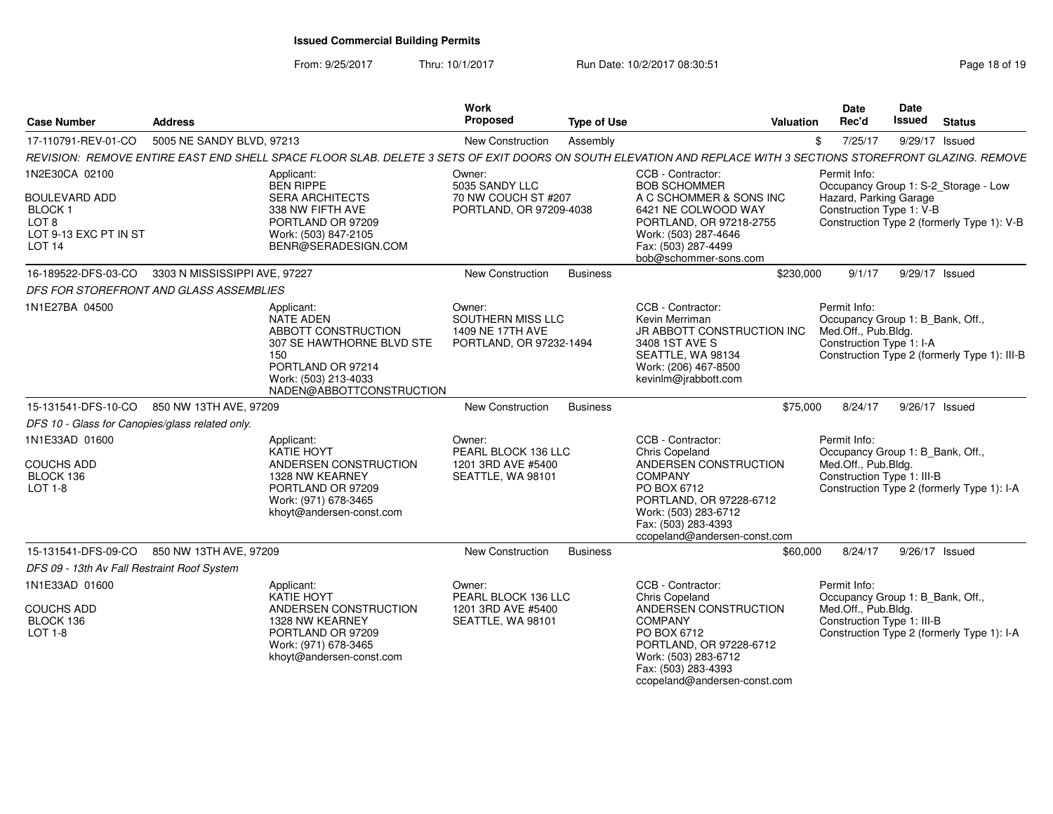**Issued Commercial Building Permits**

From: 9/25/2017 Thru: 10/1/2017 Run Date: 10/2/2017 08:30:51

| Case Number | Address | Work Proposed | Type of Use | Valuation | Date Rec'd | Date Issued | Status |
|---|---|---|---|---|---|---|---|
| 17-110791-REV-01-CO | 5005 NE SANDY BLVD, 97213 | New Construction | Assembly | $ | 7/25/17 | 9/29/17 | Issued |

REVISION: REMOVE ENTIRE EAST END SHELL SPACE FLOOR SLAB. DELETE 3 SETS OF EXIT DOORS ON SOUTH ELEVATION AND REPLACE WITH 3 SECTIONS STOREFRONT GLAZING. REMOVE

1N2E30CA 02100
BOULEVARD ADD
BLOCK 1
LOT 8
LOT 9-13 EXC PT IN ST
LOT 14

Applicant:
BEN RIPPE
SERA ARCHITECTS
338 NW FIFTH AVE
PORTLAND OR 97209
Work: (503) 847-2105
BENR@SERADESIGN.COM

Owner:
5035 SANDY LLC
70 NW COUCH ST #207
PORTLAND, OR 97209-4038

CCB - Contractor:
BOB SCHOMMER
A C SCHOMMER & SONS INC
6421 NE COLWOOD WAY
PORTLAND, OR 97218-2755
Work: (503) 287-4646
Fax: (503) 287-4499
bob@schommer-sons.com

Permit Info:
Occupancy Group 1: S-2_Storage - Low Hazard, Parking Garage
Construction Type 1: V-B
Construction Type 2 (formerly Type 1): V-B

| Case Number | Address | Work Proposed | Type of Use | Valuation | Date Rec'd | Date Issued | Status |
|---|---|---|---|---|---|---|---|
| 16-189522-DFS-03-CO | 3303 N MISSISSIPPI AVE, 97227 | New Construction | Business | $230,000 | 9/1/17 | 9/29/17 | Issued |

DFS FOR STOREFRONT AND GLASS ASSEMBLIES

1N1E27BA 04500

Applicant:
NATE ADEN
ABBOTT CONSTRUCTION
307 SE HAWTHORNE BLVD STE 150
PORTLAND OR 97214
Work: (503) 213-4033
NADEN@ABBOTTCONSTRUCTION

Owner:
SOUTHERN MISS LLC
1409 NE 17TH AVE
PORTLAND, OR 97232-1494

CCB - Contractor:
Kevin Merriman
JR ABBOTT CONSTRUCTION INC
3408 1ST AVE S
SEATTLE, WA 98134
Work: (206) 467-8500
kevinlm@jrabbott.com

Permit Info:
Occupancy Group 1: B_Bank, Off., Med.Off., Pub.Bldg.
Construction Type 1: I-A
Construction Type 2 (formerly Type 1): III-B

| Case Number | Address | Work Proposed | Type of Use | Valuation | Date Rec'd | Date Issued | Status |
|---|---|---|---|---|---|---|---|
| 15-131541-DFS-10-CO | 850 NW 13TH AVE, 97209 | New Construction | Business | $75,000 | 8/24/17 | 9/26/17 | Issued |

DFS 10 - Glass for Canopies/glass related only.

1N1E33AD 01600
COUCHS ADD
BLOCK 136
LOT 1-8

Applicant:
KATIE HOYT
ANDERSEN CONSTRUCTION
1328 NW KEARNEY
PORTLAND OR 97209
Work: (971) 678-3465
khoyt@andersen-const.com

Owner:
PEARL BLOCK 136 LLC
1201 3RD AVE #5400
SEATTLE, WA 98101

CCB - Contractor:
Chris Copeland
ANDERSEN CONSTRUCTION COMPANY
PO BOX 6712
PORTLAND, OR 97228-6712
Work: (503) 283-6712
Fax: (503) 283-4393
ccopeland@andersen-const.com

Permit Info:
Occupancy Group 1: B_Bank, Off., Med.Off., Pub.Bldg.
Construction Type 1: III-B
Construction Type 2 (formerly Type 1): I-A

| Case Number | Address | Work Proposed | Type of Use | Valuation | Date Rec'd | Date Issued | Status |
|---|---|---|---|---|---|---|---|
| 15-131541-DFS-09-CO | 850 NW 13TH AVE, 97209 | New Construction | Business | $60,000 | 8/24/17 | 9/26/17 | Issued |

DFS 09 - 13th Av Fall Restraint Roof System

1N1E33AD 01600
COUCHS ADD
BLOCK 136
LOT 1-8

Applicant:
KATIE HOYT
ANDERSEN CONSTRUCTION
1328 NW KEARNEY
PORTLAND OR 97209
Work: (971) 678-3465
khoyt@andersen-const.com

Owner:
PEARL BLOCK 136 LLC
1201 3RD AVE #5400
SEATTLE, WA 98101

CCB - Contractor:
Chris Copeland
ANDERSEN CONSTRUCTION COMPANY
PO BOX 6712
PORTLAND, OR 97228-6712
Work: (503) 283-6712
Fax: (503) 283-4393
ccopeland@andersen-const.com

Permit Info:
Occupancy Group 1: B_Bank, Off., Med.Off., Pub.Bldg.
Construction Type 1: III-B
Construction Type 2 (formerly Type 1): I-A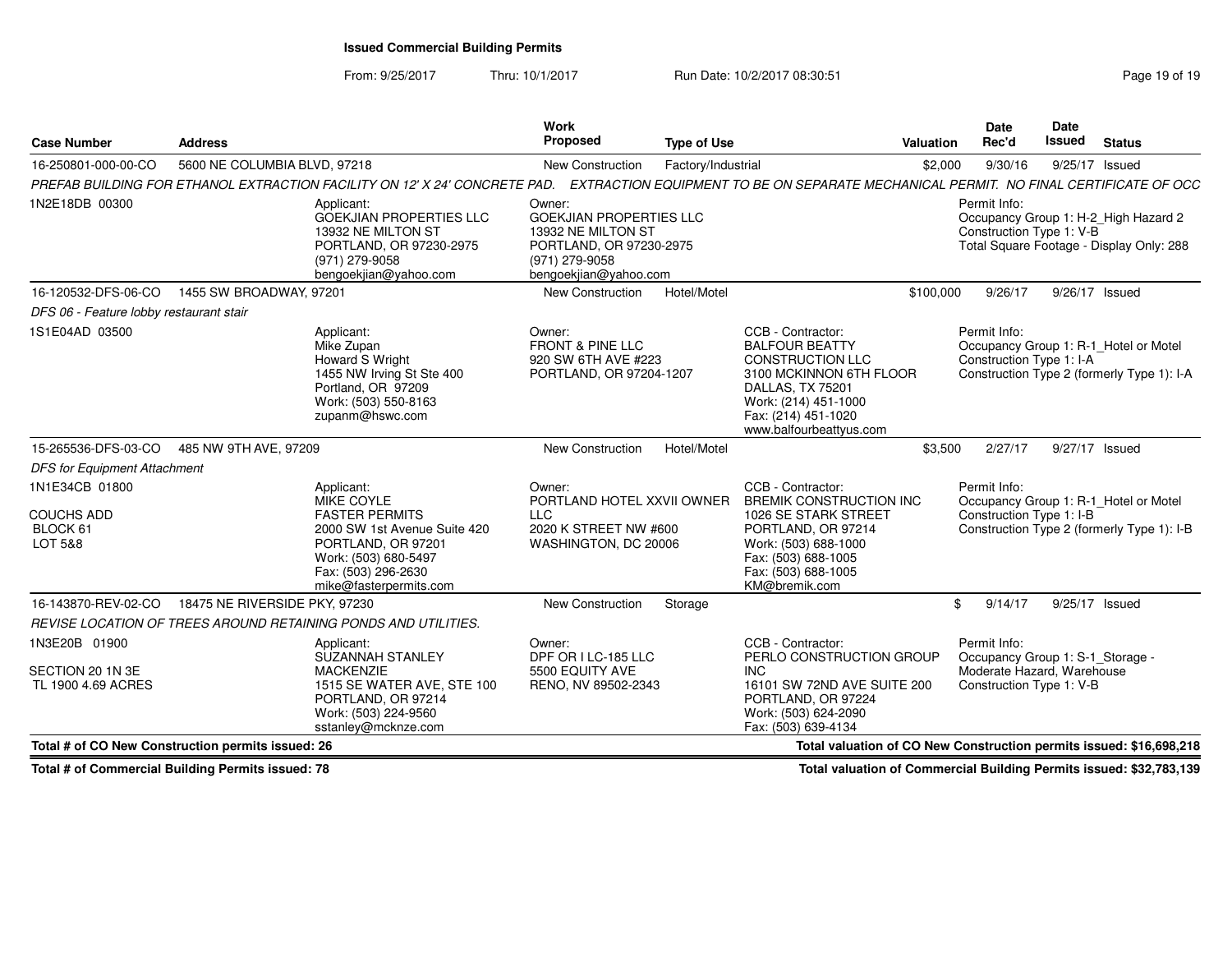**Issued Commercial Building Permits**

From: 9/25/2017 Thru: 10/1/2017 Run Date: 10/2/2017 08:30:51

| Case Number | Address | | Work Proposed | Type of Use | | Valuation | Date Rec'd | Date Issued | Status |
|---|---|---|---|---|---|---|---|---|---|
| 16-250801-000-00-CO | 5600 NE COLUMBIA BLVD, 97218 | | New Construction | Factory/Industrial | | $2,000 | 9/30/16 | 9/25/17 | Issued |
| *PREFAB BUILDING FOR ETHANOL EXTRACTION FACILITY ON 12' X 24' CONCRETE PAD. EXTRACTION EQUIPMENT TO BE ON SEPARATE MECHANICAL PERMIT. NO FINAL CERTIFICATE OF OCC* | | | | | | | | | |
| 1N2E18DB 00300 | | Applicant: GOEKJIAN PROPERTIES LLC 13932 NE MILTON ST PORTLAND, OR 97230-2975 (971) 279-9058 bengoekjian@yahoo.com | Owner: GOEKJIAN PROPERTIES LLC 13932 NE MILTON ST PORTLAND, OR 97230-2975 (971) 279-9058 bengoekjian@yahoo.com | | | | Permit Info: Occupancy Group 1: H-2_High Hazard 2 Construction Type 1: V-B Total Square Footage - Display Only: 288 | | |
| 16-120532-DFS-06-CO | 1455 SW BROADWAY, 97201 | | New Construction | Hotel/Motel | | $100,000 | 9/26/17 | 9/26/17 | Issued |
| *DFS 06 - Feature lobby restaurant stair* | | | | | | | | | |
| 1S1E04AD 03500 | | Applicant: Mike Zupan Howard S Wright 1455 NW Irving St Ste 400 Portland, OR 97209 Work: (503) 550-8163 zupanm@hswc.com | Owner: FRONT & PINE LLC 920 SW 6TH AVE #223 PORTLAND, OR 97204-1207 | | CCB - Contractor: BALFOUR BEATTY CONSTRUCTION LLC 3100 MCKINNON 6TH FLOOR DALLAS, TX 75201 Work: (214) 451-1000 Fax: (214) 451-1020 www.balfourbeattyus.com | | Permit Info: Occupancy Group 1: R-1_Hotel or Motel Construction Type 1: I-A Construction Type 2 (formerly Type 1): I-A | | |
| 15-265536-DFS-03-CO | 485 NW 9TH AVE, 97209 | | New Construction | Hotel/Motel | | $3,500 | 2/27/17 | 9/27/17 | Issued |
| *DFS for Equipment Attachment* | | | | | | | | | |
| 1N1E34CB 01800 COUCHS ADD BLOCK 61 LOT 5&8 | | Applicant: MIKE COYLE FASTER PERMITS 2000 SW 1st Avenue Suite 420 PORTLAND, OR 97201 Work: (503) 680-5497 Fax: (503) 296-2630 mike@fasterpermits.com | Owner: PORTLAND HOTEL XXVII OWNER LLC 2020 K STREET NW #600 WASHINGTON, DC 20006 | | CCB - Contractor: BREMIK CONSTRUCTION INC 1026 SE STARK STREET PORTLAND, OR 97214 Work: (503) 688-1000 Fax: (503) 688-1005 Fax: (503) 688-1005 KM@bremik.com | | Permit Info: Occupancy Group 1: R-1_Hotel or Motel Construction Type 1: I-B Construction Type 2 (formerly Type 1): I-B | | |
| 16-143870-REV-02-CO | 18475 NE RIVERSIDE PKY, 97230 | | New Construction | Storage | | $ | 9/14/17 | 9/25/17 | Issued |
| *REVISE LOCATION OF TREES AROUND RETAINING PONDS AND UTILITIES.* | | | | | | | | | |
| 1N3E20B 01900 SECTION 20 1N 3E TL 1900 4.69 ACRES | | Applicant: SUZANNAH STANLEY MACKENZIE 1515 SE WATER AVE, STE 100 PORTLAND, OR 97214 Work: (503) 224-9560 sstanley@mcknze.com | Owner: DPF OR I LC-185 LLC 5500 EQUITY AVE RENO, NV 89502-2343 | | CCB - Contractor: PERLO CONSTRUCTION GROUP INC 16101 SW 72ND AVE SUITE 200 PORTLAND, OR 97224 Work: (503) 624-2090 Fax: (503) 639-4134 | | Permit Info: Occupancy Group 1: S-1_Storage - Moderate Hazard, Warehouse Construction Type 1: V-B | | |

**Total # of CO New Construction permits issued: 26**

**Total valuation of CO New Construction permits issued: $16,698,218**

**Total # of Commercial Building Permits issued: 78**

**Total valuation of Commercial Building Permits issued: $32,783,139**